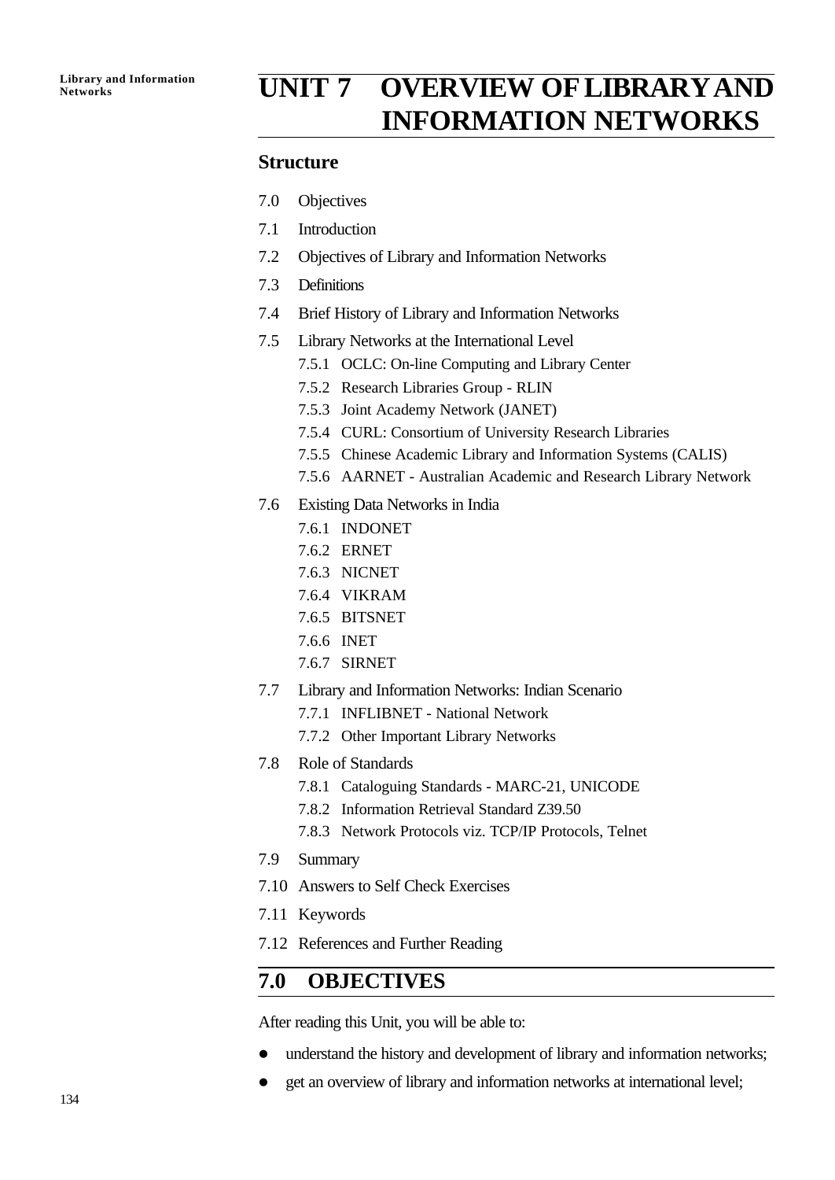# UNIT 7 OVERVIEW OF LIBRARY AND INFORMATION NETWORKS

## Structure

7.0 Objectives

7.1 Introduction

7.2 Objectives of Library and Information Networks

7.3 Definitions

7.4 Brief History of Library and Information Networks

7.5 Library Networks at the International Level

- 7.5.1 OCLC: On-line Computing and Library Center
- 7.5.2 Research Libraries Group - RLIN
- 7.5.3 Joint Academy Network (JANET)
- 7.5.4 CURL: Consortium of University Research Libraries
- 7.5.5 Chinese Academic Library and Information Systems (CALIS)
- 7.5.6 AARNET - Australian Academic and Research Library Network

7.6 Existing Data Networks in India

- 7.6.1 INDONET
- 7.6.2 ERNET
- 7.6.3 NICNET
- 7.6.4 VIKRAM
- 7.6.5 BITSNET
- 7.6.6 INET
- 7.6.7 SIRNET

7.7 Library and Information Networks: Indian Scenario

- 7.7.1 INFLIBNET - National Network
- 7.7.2 Other Important Library Networks

7.8 Role of Standards

- 7.8.1 Cataloguing Standards - MARC-21, UNICODE
- 7.8.2 Information Retrieval Standard Z39.50
- 7.8.3 Network Protocols viz. TCP/IP Protocols, Telnet

7.9 Summary

7.10 Answers to Self Check Exercises

7.11 Keywords

7.12 References and Further Reading

## 7.0 OBJECTIVES

After reading this Unit, you will be able to:

- understand the history and development of library and information networks;
- get an overview of library and information networks at international level;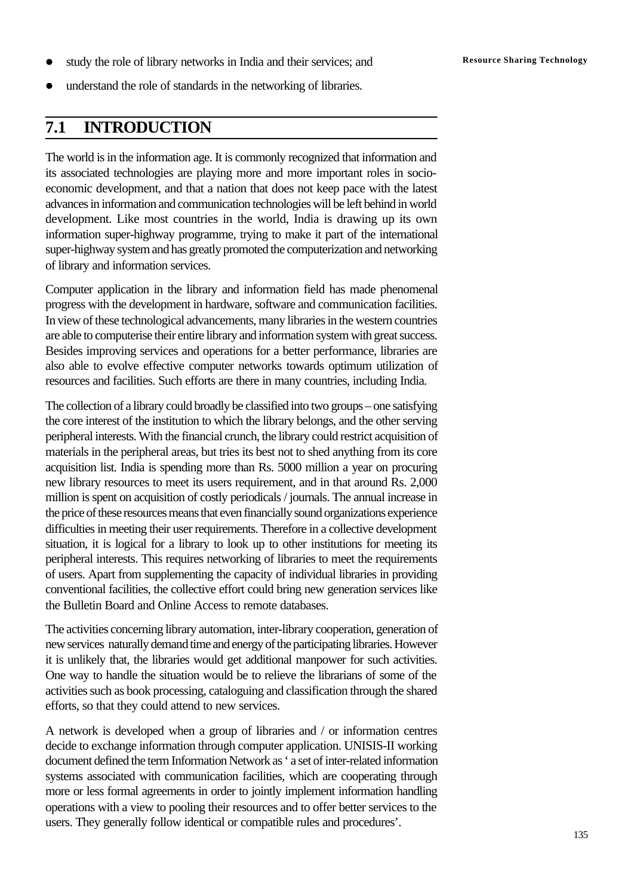- study the role of library networks in India and their services; and
- understand the role of standards in the networking of libraries.

## 7.1 INTRODUCTION

The world is in the information age. It is commonly recognized that information and its associated technologies are playing more and more important roles in socio-economic development, and that a nation that does not keep pace with the latest advances in information and communication technologies will be left behind in world development. Like most countries in the world, India is drawing up its own information super-highway programme, trying to make it part of the international super-highway system and has greatly promoted the computerization and networking of library and information services.

Computer application in the library and information field has made phenomenal progress with the development in hardware, software and communication facilities. In view of these technological advancements, many libraries in the western countries are able to computerise their entire library and information system with great success. Besides improving services and operations for a better performance, libraries are also able to evolve effective computer networks towards optimum utilization of resources and facilities. Such efforts are there in many countries, including India.

The collection of a library could broadly be classified into two groups – one satisfying the core interest of the institution to which the library belongs, and the other serving peripheral interests. With the financial crunch, the library could restrict acquisition of materials in the peripheral areas, but tries its best not to shed anything from its core acquisition list. India is spending more than Rs. 5000 million a year on procuring new library resources to meet its users requirement, and in that around Rs. 2,000 million is spent on acquisition of costly periodicals / journals. The annual increase in the price of these resources means that even financially sound organizations experience difficulties in meeting their user requirements. Therefore in a collective development situation, it is logical for a library to look up to other institutions for meeting its peripheral interests. This requires networking of libraries to meet the requirements of users. Apart from supplementing the capacity of individual libraries in providing conventional facilities, the collective effort could bring new generation services like the Bulletin Board and Online Access to remote databases.

The activities concerning library automation, inter-library cooperation, generation of new services naturally demand time and energy of the participating libraries. However it is unlikely that, the libraries would get additional manpower for such activities. One way to handle the situation would be to relieve the librarians of some of the activities such as book processing, cataloguing and classification through the shared efforts, so that they could attend to new services.

A network is developed when a group of libraries and / or information centres decide to exchange information through computer application. UNISIS-II working document defined the term Information Network as ' a set of inter-related information systems associated with communication facilities, which are cooperating through more or less formal agreements in order to jointly implement information handling operations with a view to pooling their resources and to offer better services to the users. They generally follow identical or compatible rules and procedures'.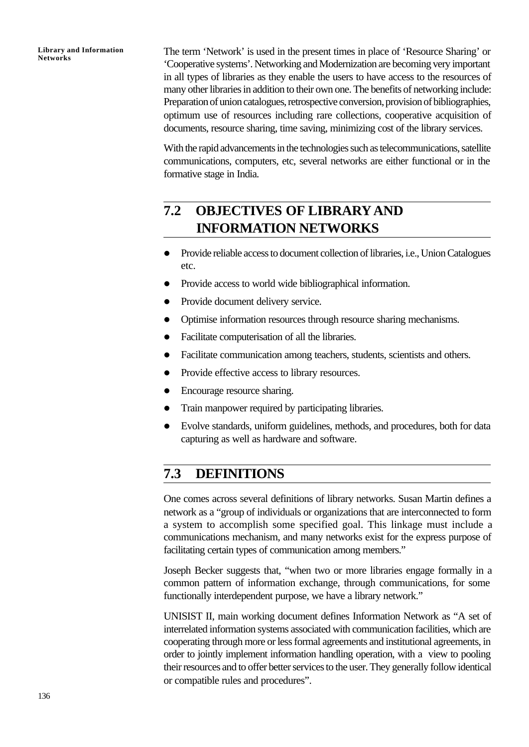The term 'Network' is used in the present times in place of 'Resource Sharing' or 'Cooperative systems'. Networking and Modernization are becoming very important in all types of libraries as they enable the users to have access to the resources of many other libraries in addition to their own one. The benefits of networking include: Preparation of union catalogues, retrospective conversion, provision of bibliographies, optimum use of resources including rare collections, cooperative acquisition of documents, resource sharing, time saving, minimizing cost of the library services.

With the rapid advancements in the technologies such as telecommunications, satellite communications, computers, etc, several networks are either functional or in the formative stage in India.

## 7.2 OBJECTIVES OF LIBRARY AND INFORMATION NETWORKS

- Provide reliable access to document collection of libraries, i.e., Union Catalogues etc.
- Provide access to world wide bibliographical information.
- Provide document delivery service.
- Optimise information resources through resource sharing mechanisms.
- Facilitate computerisation of all the libraries.
- Facilitate communication among teachers, students, scientists and others.
- Provide effective access to library resources.
- Encourage resource sharing.
- Train manpower required by participating libraries.
- Evolve standards, uniform guidelines, methods, and procedures, both for data capturing as well as hardware and software.

## 7.3 DEFINITIONS

One comes across several definitions of library networks. Susan Martin defines a network as a "group of individuals or organizations that are interconnected to form a system to accomplish some specified goal. This linkage must include a communications mechanism, and many networks exist for the express purpose of facilitating certain types of communication among members."

Joseph Becker suggests that, "when two or more libraries engage formally in a common pattern of information exchange, through communications, for some functionally interdependent purpose, we have a library network."

UNISIST II, main working document defines Information Network as "A set of interrelated information systems associated with communication facilities, which are cooperating through more or less formal agreements and institutional agreements, in order to jointly implement information handling operation, with a view to pooling their resources and to offer better services to the user. They generally follow identical or compatible rules and procedures".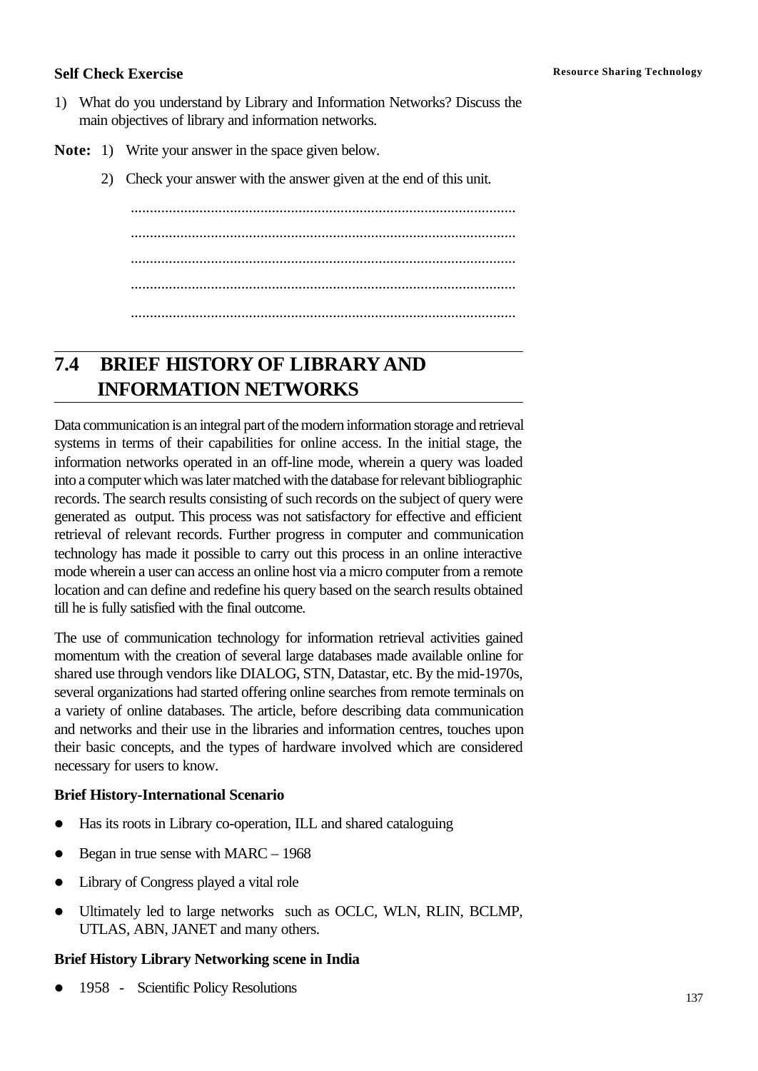**Self Check Exercise**

1) What do you understand by Library and Information Networks? Discuss the main objectives of library and information networks.

**Note:** 1) Write your answer in the space given below.

2) Check your answer with the answer given at the end of this unit.

....................................................................................................

....................................................................................................

....................................................................................................

....................................................................................................

....................................................................................................

## 7.4 BRIEF HISTORY OF LIBRARY AND INFORMATION NETWORKS

Data communication is an integral part of the modern information storage and retrieval systems in terms of their capabilities for online access. In the initial stage, the information networks operated in an off-line mode, wherein a query was loaded into a computer which was later matched with the database for relevant bibliographic records. The search results consisting of such records on the subject of query were generated as output. This process was not satisfactory for effective and efficient retrieval of relevant records. Further progress in computer and communication technology has made it possible to carry out this process in an online interactive mode wherein a user can access an online host via a micro computer from a remote location and can define and redefine his query based on the search results obtained till he is fully satisfied with the final outcome.

The use of communication technology for information retrieval activities gained momentum with the creation of several large databases made available online for shared use through vendors like DIALOG, STN, Datastar, etc. By the mid-1970s, several organizations had started offering online searches from remote terminals on a variety of online databases. The article, before describing data communication and networks and their use in the libraries and information centres, touches upon their basic concepts, and the types of hardware involved which are considered necessary for users to know.

**Brief History-International Scenario**

- Has its roots in Library co-operation, ILL and shared cataloguing
- Began in true sense with MARC – 1968
- Library of Congress played a vital role
- Ultimately led to large networks such as OCLC, WLN, RLIN, BCLMP, UTLAS, ABN, JANET and many others.

**Brief History Library Networking scene in India**

- 1958 - Scientific Policy Resolutions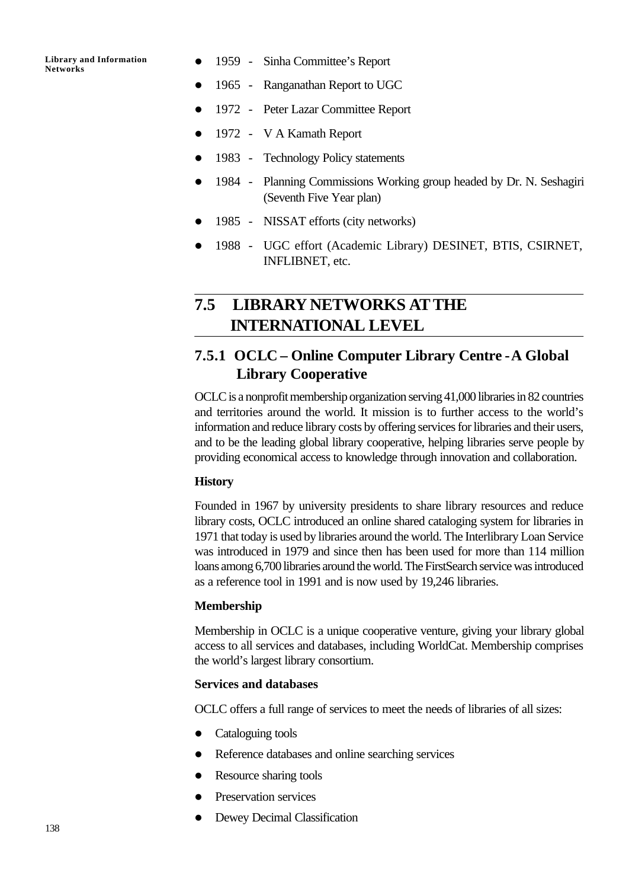- 1959 - Sinha Committee's Report
- 1965 - Ranganathan Report to UGC
- 1972 - Peter Lazar Committee Report
- 1972 - V A Kamath Report
- 1983 - Technology Policy statements
- 1984 - Planning Commissions Working group headed by Dr. N. Seshagiri (Seventh Five Year plan)
- 1985 - NISSAT efforts (city networks)
- 1988 - UGC effort (Academic Library) DESINET, BTIS, CSIRNET, INFLIBNET, etc.

## 7.5 LIBRARY NETWORKS AT THE INTERNATIONAL LEVEL

### 7.5.1 OCLC – Online Computer Library Centre - A Global Library Cooperative

OCLC is a nonprofit membership organization serving 41,000 libraries in 82 countries and territories around the world. It mission is to further access to the world's information and reduce library costs by offering services for libraries and their users, and to be the leading global library cooperative, helping libraries serve people by providing economical access to knowledge through innovation and collaboration.

**History**

Founded in 1967 by university presidents to share library resources and reduce library costs, OCLC introduced an online shared cataloging system for libraries in 1971 that today is used by libraries around the world. The Interlibrary Loan Service was introduced in 1979 and since then has been used for more than 114 million loans among 6,700 libraries around the world. The FirstSearch service was introduced as a reference tool in 1991 and is now used by 19,246 libraries.

**Membership**

Membership in OCLC is a unique cooperative venture, giving your library global access to all services and databases, including WorldCat. Membership comprises the world's largest library consortium.

**Services and databases**

OCLC offers a full range of services to meet the needs of libraries of all sizes:

- Cataloguing tools
- Reference databases and online searching services
- Resource sharing tools
- Preservation services
- Dewey Decimal Classification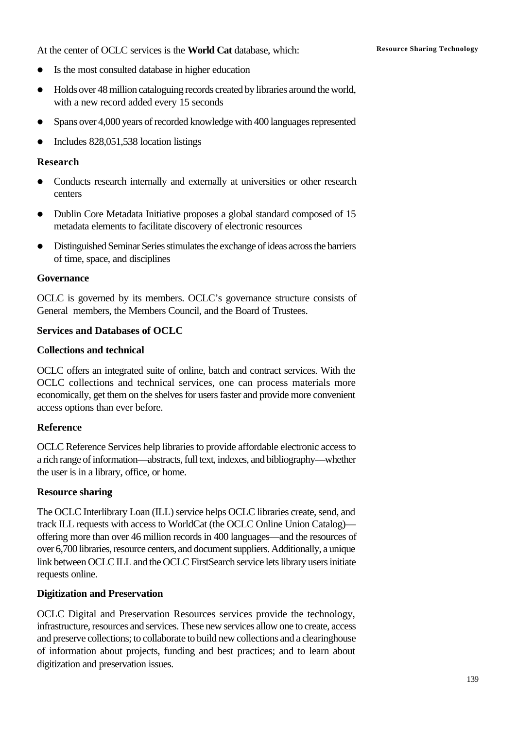At the center of OCLC services is the **World Cat** database, which:

- Is the most consulted database in higher education
- Holds over 48 million cataloguing records created by libraries around the world, with a new record added every 15 seconds
- Spans over 4,000 years of recorded knowledge with 400 languages represented
- Includes 828,051,538 location listings

### Research

- Conducts research internally and externally at universities or other research centers
- Dublin Core Metadata Initiative proposes a global standard composed of 15 metadata elements to facilitate discovery of electronic resources
- Distinguished Seminar Series stimulates the exchange of ideas across the barriers of time, space, and disciplines

### Governance

OCLC is governed by its members. OCLC's governance structure consists of General members, the Members Council, and the Board of Trustees.

### Services and Databases of OCLC

### Collections and technical

OCLC offers an integrated suite of online, batch and contract services. With the OCLC collections and technical services, one can process materials more economically, get them on the shelves for users faster and provide more convenient access options than ever before.

### Reference

OCLC Reference Services help libraries to provide affordable electronic access to a rich range of information—abstracts, full text, indexes, and bibliography—whether the user is in a library, office, or home.

### Resource sharing

The OCLC Interlibrary Loan (ILL) service helps OCLC libraries create, send, and track ILL requests with access to WorldCat (the OCLC Online Union Catalog)—offering more than over 46 million records in 400 languages—and the resources of over 6,700 libraries, resource centers, and document suppliers. Additionally, a unique link between OCLC ILL and the OCLC FirstSearch service lets library users initiate requests online.

### Digitization and Preservation

OCLC Digital and Preservation Resources services provide the technology, infrastructure, resources and services. These new services allow one to create, access and preserve collections; to collaborate to build new collections and a clearinghouse of information about projects, funding and best practices; and to learn about digitization and preservation issues.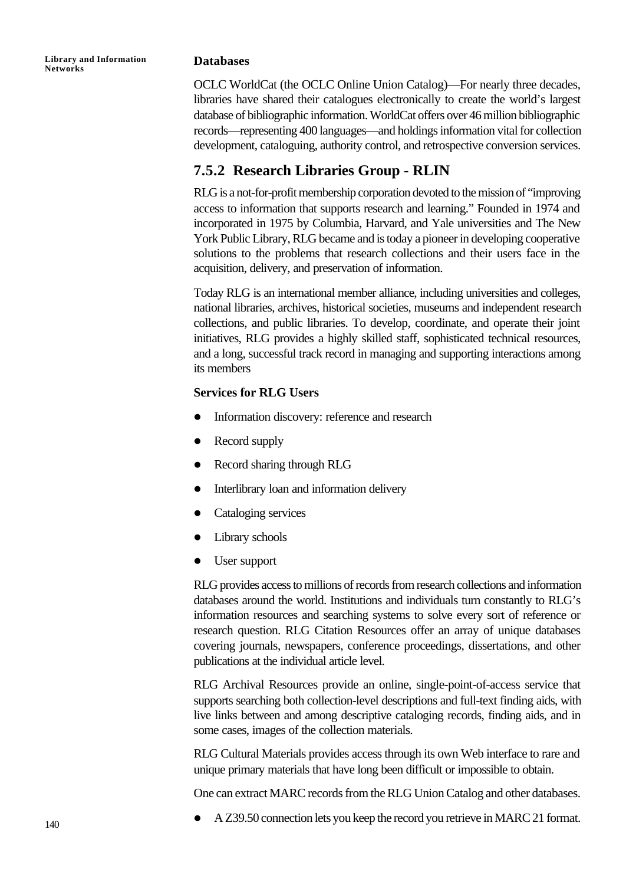**Databases**

OCLC WorldCat (the OCLC Online Union Catalog)—For nearly three decades, libraries have shared their catalogues electronically to create the world's largest database of bibliographic information. WorldCat offers over 46 million bibliographic records—representing 400 languages—and holdings information vital for collection development, cataloguing, authority control, and retrospective conversion services.

## 7.5.2 Research Libraries Group - RLIN

RLG is a not-for-profit membership corporation devoted to the mission of "improving access to information that supports research and learning." Founded in 1974 and incorporated in 1975 by Columbia, Harvard, and Yale universities and The New York Public Library, RLG became and is today a pioneer in developing cooperative solutions to the problems that research collections and their users face in the acquisition, delivery, and preservation of information.

Today RLG is an international member alliance, including universities and colleges, national libraries, archives, historical societies, museums and independent research collections, and public libraries. To develop, coordinate, and operate their joint initiatives, RLG provides a highly skilled staff, sophisticated technical resources, and a long, successful track record in managing and supporting interactions among its members

**Services for RLG Users**

- Information discovery: reference and research
- Record supply
- Record sharing through RLG
- Interlibrary loan and information delivery
- Cataloging services
- Library schools
- User support

RLG provides access to millions of records from research collections and information databases around the world. Institutions and individuals turn constantly to RLG's information resources and searching systems to solve every sort of reference or research question. RLG Citation Resources offer an array of unique databases covering journals, newspapers, conference proceedings, dissertations, and other publications at the individual article level.

RLG Archival Resources provide an online, single-point-of-access service that supports searching both collection-level descriptions and full-text finding aids, with live links between and among descriptive cataloging records, finding aids, and in some cases, images of the collection materials.

RLG Cultural Materials provides access through its own Web interface to rare and unique primary materials that have long been difficult or impossible to obtain.

One can extract MARC records from the RLG Union Catalog and other databases.

- A Z39.50 connection lets you keep the record you retrieve in MARC 21 format.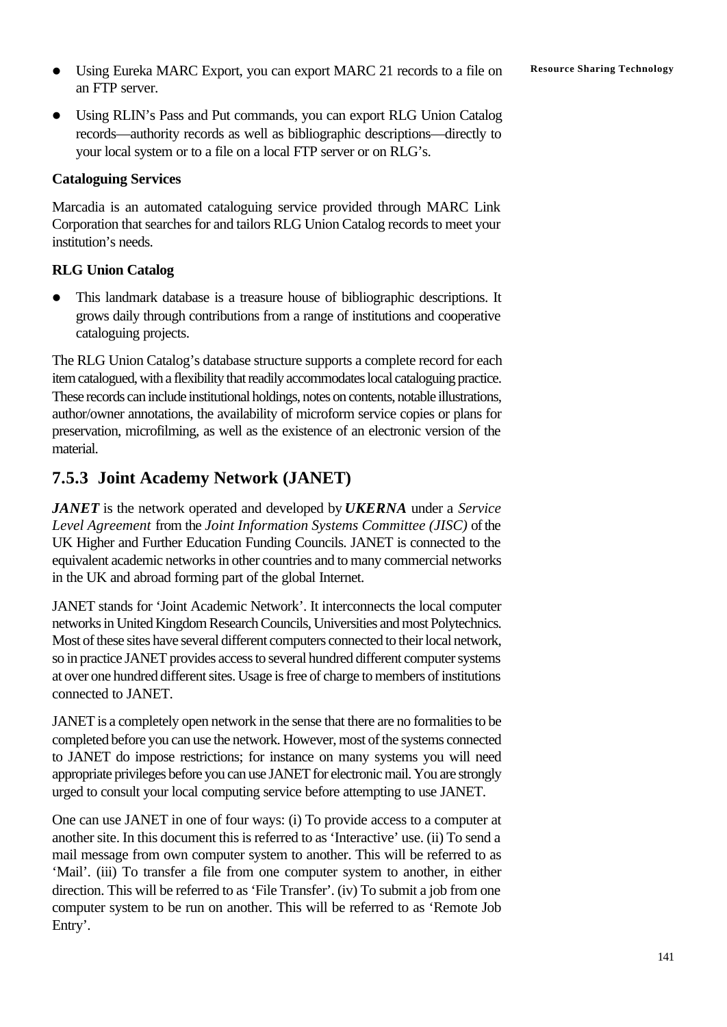- Using Eureka MARC Export, you can export MARC 21 records to a file on an FTP server.
- Using RLIN's Pass and Put commands, you can export RLG Union Catalog records—authority records as well as bibliographic descriptions—directly to your local system or to a file on a local FTP server or on RLG's.

**Cataloguing Services**

Marcadia is an automated cataloguing service provided through MARC Link Corporation that searches for and tailors RLG Union Catalog records to meet your institution's needs.

**RLG Union Catalog**

- This landmark database is a treasure house of bibliographic descriptions. It grows daily through contributions from a range of institutions and cooperative cataloguing projects.

The RLG Union Catalog's database structure supports a complete record for each item catalogued, with a flexibility that readily accommodates local cataloguing practice. These records can include institutional holdings, notes on contents, notable illustrations, author/owner annotations, the availability of microform service copies or plans for preservation, microfilming, as well as the existence of an electronic version of the material.

### 7.5.3 Joint Academy Network (JANET)

***JANET*** is the network operated and developed by ***UKERNA*** under a *Service Level Agreement* from the *Joint Information Systems Committee (JISC)* of the UK Higher and Further Education Funding Councils. JANET is connected to the equivalent academic networks in other countries and to many commercial networks in the UK and abroad forming part of the global Internet.

JANET stands for 'Joint Academic Network'. It interconnects the local computer networks in United Kingdom Research Councils, Universities and most Polytechnics. Most of these sites have several different computers connected to their local network, so in practice JANET provides access to several hundred different computer systems at over one hundred different sites. Usage is free of charge to members of institutions connected to JANET.

JANET is a completely open network in the sense that there are no formalities to be completed before you can use the network. However, most of the systems connected to JANET do impose restrictions; for instance on many systems you will need appropriate privileges before you can use JANET for electronic mail. You are strongly urged to consult your local computing service before attempting to use JANET.

One can use JANET in one of four ways: (i) To provide access to a computer at another site. In this document this is referred to as 'Interactive' use. (ii) To send a mail message from own computer system to another. This will be referred to as 'Mail'. (iii) To transfer a file from one computer system to another, in either direction. This will be referred to as 'File Transfer'. (iv) To submit a job from one computer system to be run on another. This will be referred to as 'Remote Job Entry'.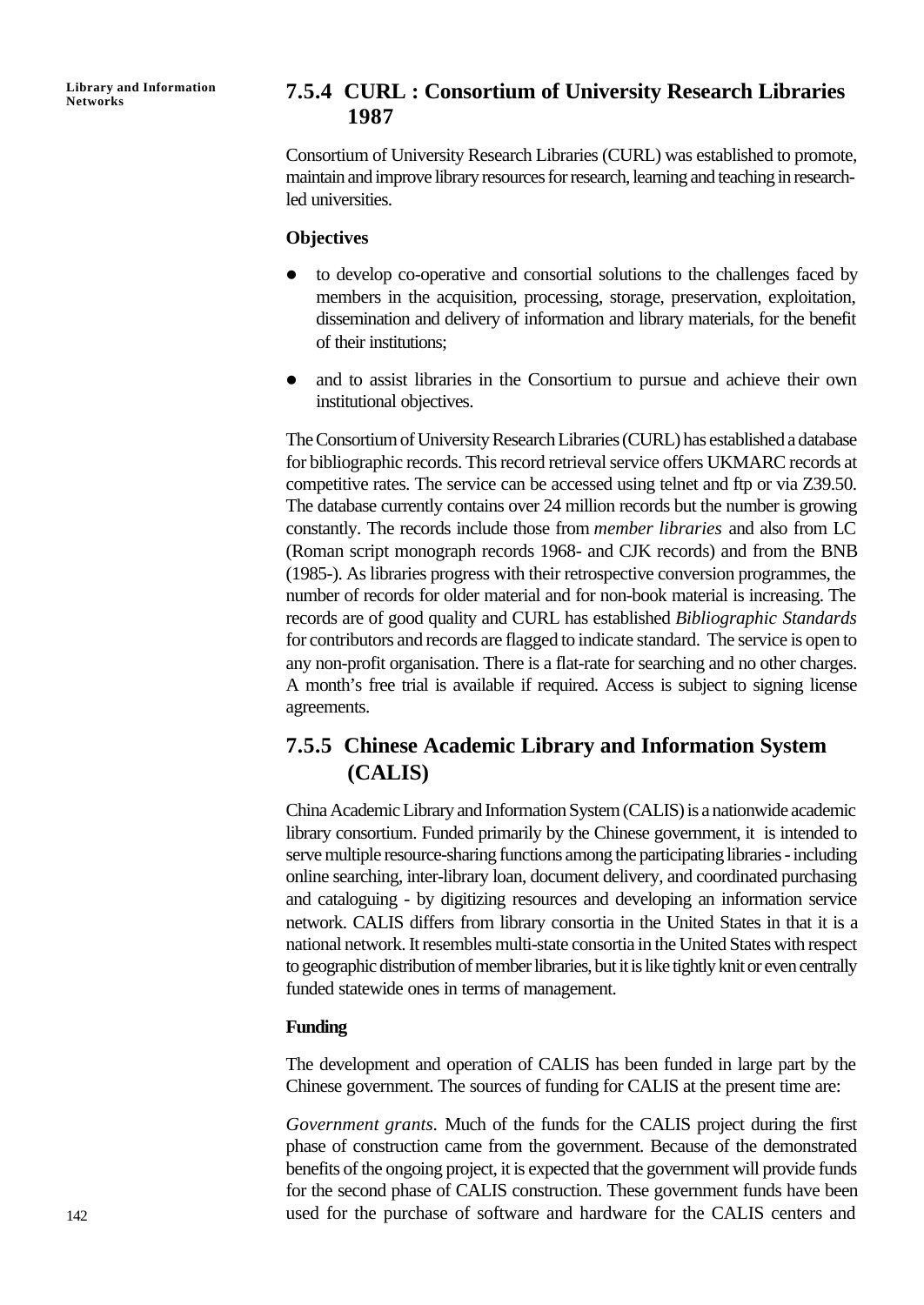### 7.5.4 CURL : Consortium of University Research Libraries 1987

Consortium of University Research Libraries (CURL) was established to promote, maintain and improve library resources for research, learning and teaching in research-led universities.

**Objectives**

- to develop co-operative and consortial solutions to the challenges faced by members in the acquisition, processing, storage, preservation, exploitation, dissemination and delivery of information and library materials, for the benefit of their institutions;
- and to assist libraries in the Consortium to pursue and achieve their own institutional objectives.

The Consortium of University Research Libraries (CURL) has established a database for bibliographic records. This record retrieval service offers UKMARC records at competitive rates. The service can be accessed using telnet and ftp or via Z39.50. The database currently contains over 24 million records but the number is growing constantly. The records include those from *member libraries* and also from LC (Roman script monograph records 1968- and CJK records) and from the BNB (1985-). As libraries progress with their retrospective conversion programmes, the number of records for older material and for non-book material is increasing. The records are of good quality and CURL has established *Bibliographic Standards* for contributors and records are flagged to indicate standard. The service is open to any non-profit organisation. There is a flat-rate for searching and no other charges. A month's free trial is available if required. Access is subject to signing license agreements.

### 7.5.5 Chinese Academic Library and Information System (CALIS)

China Academic Library and Information System (CALIS) is a nationwide academic library consortium. Funded primarily by the Chinese government, it is intended to serve multiple resource-sharing functions among the participating libraries - including online searching, inter-library loan, document delivery, and coordinated purchasing and cataloguing - by digitizing resources and developing an information service network. CALIS differs from library consortia in the United States in that it is a national network. It resembles multi-state consortia in the United States with respect to geographic distribution of member libraries, but it is like tightly knit or even centrally funded statewide ones in terms of management.

**Funding**

The development and operation of CALIS has been funded in large part by the Chinese government. The sources of funding for CALIS at the present time are:

*Government grants*. Much of the funds for the CALIS project during the first phase of construction came from the government. Because of the demonstrated benefits of the ongoing project, it is expected that the government will provide funds for the second phase of CALIS construction. These government funds have been used for the purchase of software and hardware for the CALIS centers and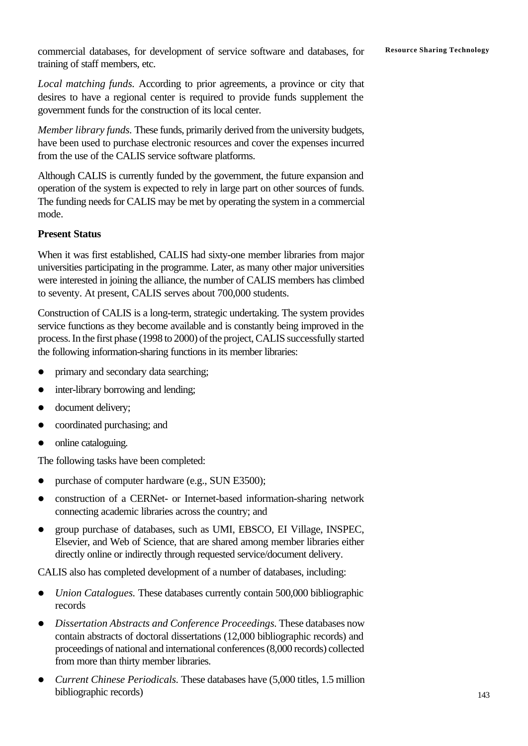commercial databases, for development of service software and databases, for training of staff members, etc.

*Local matching funds.* According to prior agreements, a province or city that desires to have a regional center is required to provide funds supplement the government funds for the construction of its local center.

*Member library funds.* These funds, primarily derived from the university budgets, have been used to purchase electronic resources and cover the expenses incurred from the use of the CALIS service software platforms.

Although CALIS is currently funded by the government, the future expansion and operation of the system is expected to rely in large part on other sources of funds. The funding needs for CALIS may be met by operating the system in a commercial mode.

**Present Status**

When it was first established, CALIS had sixty-one member libraries from major universities participating in the programme. Later, as many other major universities were interested in joining the alliance, the number of CALIS members has climbed to seventy. At present, CALIS serves about 700,000 students.

Construction of CALIS is a long-term, strategic undertaking. The system provides service functions as they become available and is constantly being improved in the process. In the first phase (1998 to 2000) of the project, CALIS successfully started the following information-sharing functions in its member libraries:

- primary and secondary data searching;
- inter-library borrowing and lending;
- document delivery;
- coordinated purchasing; and
- online cataloguing.

The following tasks have been completed:

- purchase of computer hardware (e.g., SUN E3500);
- construction of a CERNet- or Internet-based information-sharing network connecting academic libraries across the country; and
- group purchase of databases, such as UMI, EBSCO, EI Village, INSPEC, Elsevier, and Web of Science, that are shared among member libraries either directly online or indirectly through requested service/document delivery.

CALIS also has completed development of a number of databases, including:

- *Union Catalogues.* These databases currently contain 500,000 bibliographic records
- *Dissertation Abstracts and Conference Proceedings.* These databases now contain abstracts of doctoral dissertations (12,000 bibliographic records) and proceedings of national and international conferences (8,000 records) collected from more than thirty member libraries.
- *Current Chinese Periodicals.* These databases have (5,000 titles, 1.5 million bibliographic records)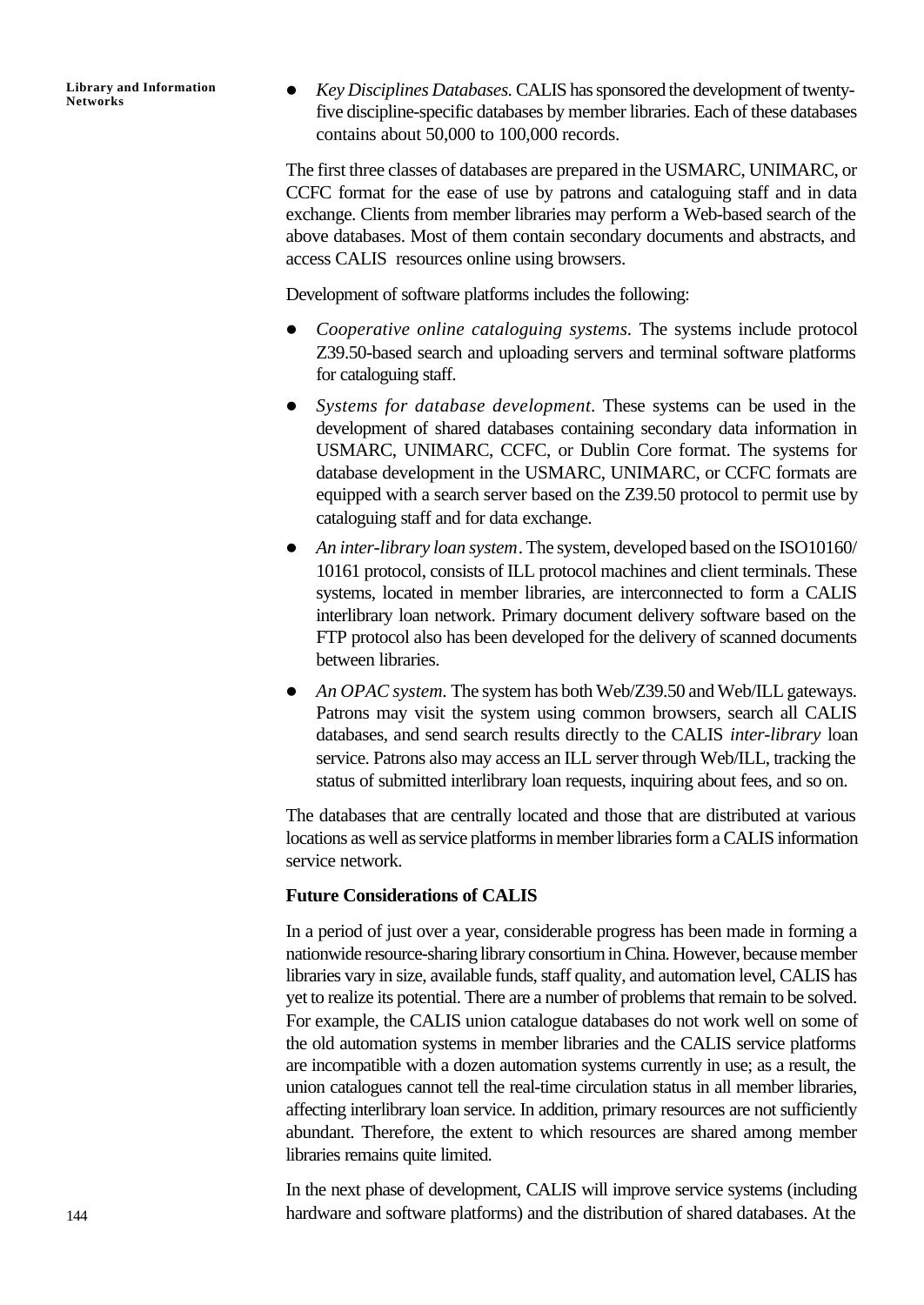- *Key Disciplines Databases.* CALIS has sponsored the development of twenty-five discipline-specific databases by member libraries. Each of these databases contains about 50,000 to 100,000 records.

The first three classes of databases are prepared in the USMARC, UNIMARC, or CCFC format for the ease of use by patrons and cataloguing staff and in data exchange. Clients from member libraries may perform a Web-based search of the above databases. Most of them contain secondary documents and abstracts, and access CALIS resources online using browsers.

Development of software platforms includes the following:

- *Cooperative online cataloguing systems.* The systems include protocol Z39.50-based search and uploading servers and terminal software platforms for cataloguing staff.
- *Systems for database development.* These systems can be used in the development of shared databases containing secondary data information in USMARC, UNIMARC, CCFC, or Dublin Core format. The systems for database development in the USMARC, UNIMARC, or CCFC formats are equipped with a search server based on the Z39.50 protocol to permit use by cataloguing staff and for data exchange.
- *An inter-library loan system*. The system, developed based on the ISO10160/10161 protocol, consists of ILL protocol machines and client terminals. These systems, located in member libraries, are interconnected to form a CALIS interlibrary loan network. Primary document delivery software based on the FTP protocol also has been developed for the delivery of scanned documents between libraries.
- *An OPAC system.* The system has both Web/Z39.50 and Web/ILL gateways. Patrons may visit the system using common browsers, search all CALIS databases, and send search results directly to the CALIS *inter-library* loan service. Patrons also may access an ILL server through Web/ILL, tracking the status of submitted interlibrary loan requests, inquiring about fees, and so on.

The databases that are centrally located and those that are distributed at various locations as well as service platforms in member libraries form a CALIS information service network.

**Future Considerations of CALIS**

In a period of just over a year, considerable progress has been made in forming a nationwide resource-sharing library consortium in China. However, because member libraries vary in size, available funds, staff quality, and automation level, CALIS has yet to realize its potential. There are a number of problems that remain to be solved. For example, the CALIS union catalogue databases do not work well on some of the old automation systems in member libraries and the CALIS service platforms are incompatible with a dozen automation systems currently in use; as a result, the union catalogues cannot tell the real-time circulation status in all member libraries, affecting interlibrary loan service. In addition, primary resources are not sufficiently abundant. Therefore, the extent to which resources are shared among member libraries remains quite limited.

In the next phase of development, CALIS will improve service systems (including hardware and software platforms) and the distribution of shared databases. At the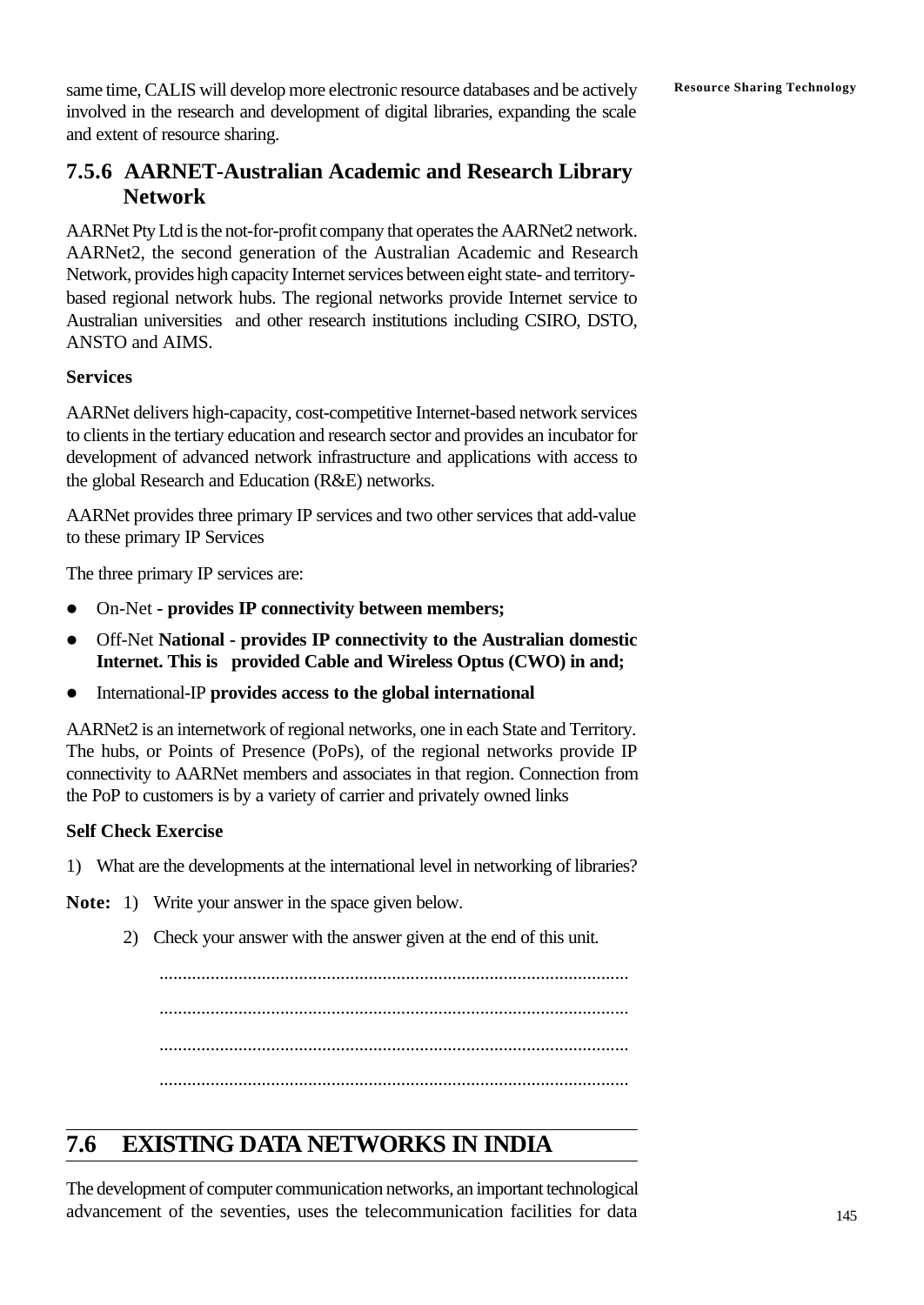same time, CALIS will develop more electronic resource databases and be actively involved in the research and development of digital libraries, expanding the scale and extent of resource sharing.

### 7.5.6 AARNET-Australian Academic and Research Library Network

AARNet Pty Ltd is the not-for-profit company that operates the AARNet2 network. AARNet2, the second generation of the Australian Academic and Research Network, provides high capacity Internet services between eight state- and territory-based regional network hubs. The regional networks provide Internet service to Australian universities and other research institutions including CSIRO, DSTO, ANSTO and AIMS.

**Services**

AARNet delivers high-capacity, cost-competitive Internet-based network services to clients in the tertiary education and research sector and provides an incubator for development of advanced network infrastructure and applications with access to the global Research and Education (R&E) networks.

AARNet provides three primary IP services and two other services that add-value to these primary IP Services

The three primary IP services are:

- On-Net **- provides IP connectivity between members;**
- Off-Net **National - provides IP connectivity to the Australian domestic Internet. This is provided Cable and Wireless Optus (CWO) in and;**
- International-IP **provides access to the global international**

AARNet2 is an internetwork of regional networks, one in each State and Territory. The hubs, or Points of Presence (PoPs), of the regional networks provide IP connectivity to AARNet members and associates in that region. Connection from the PoP to customers is by a variety of carrier and privately owned links

**Self Check Exercise**

1) What are the developments at the international level in networking of libraries?

**Note:** 1) Write your answer in the space given below.

2) Check your answer with the answer given at the end of this unit.

....................................................................................................

....................................................................................................

....................................................................................................

....................................................................................................

## 7.6 EXISTING DATA NETWORKS IN INDIA

The development of computer communication networks, an important technological advancement of the seventies, uses the telecommunication facilities for data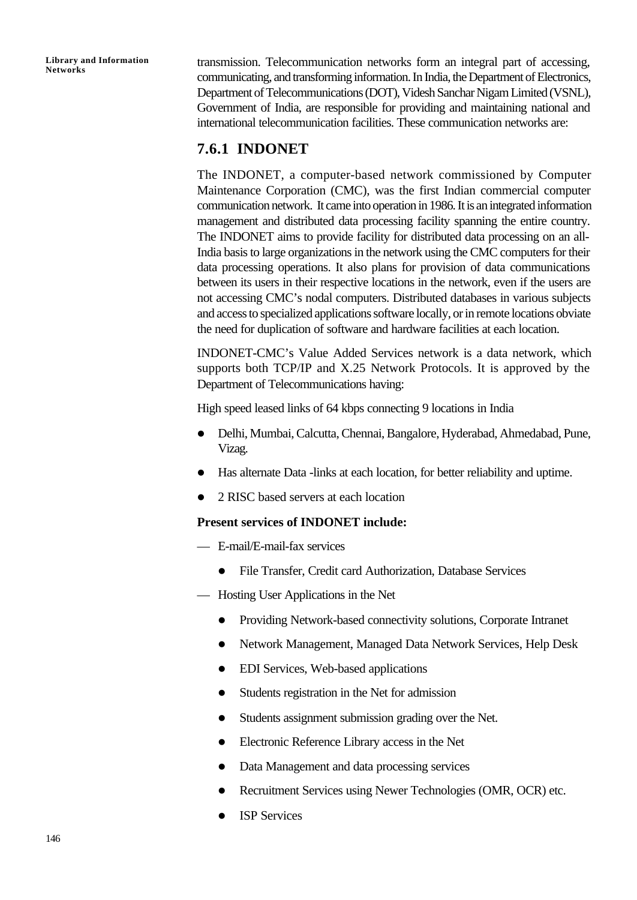transmission. Telecommunication networks form an integral part of accessing, communicating, and transforming information. In India, the Department of Electronics, Department of Telecommunications (DOT), Videsh Sanchar Nigam Limited (VSNL), Government of India, are responsible for providing and maintaining national and international telecommunication facilities. These communication networks are:

### 7.6.1 INDONET

The INDONET, a computer-based network commissioned by Computer Maintenance Corporation (CMC), was the first Indian commercial computer communication network. It came into operation in 1986. It is an integrated information management and distributed data processing facility spanning the entire country. The INDONET aims to provide facility for distributed data processing on an all-India basis to large organizations in the network using the CMC computers for their data processing operations. It also plans for provision of data communications between its users in their respective locations in the network, even if the users are not accessing CMC's nodal computers. Distributed databases in various subjects and access to specialized applications software locally, or in remote locations obviate the need for duplication of software and hardware facilities at each location.

INDONET-CMC's Value Added Services network is a data network, which supports both TCP/IP and X.25 Network Protocols. It is approved by the Department of Telecommunications having:

High speed leased links of 64 kbps connecting 9 locations in India

- Delhi, Mumbai, Calcutta, Chennai, Bangalore, Hyderabad, Ahmedabad, Pune, Vizag.
- Has alternate Data -links at each location, for better reliability and uptime.
- 2 RISC based servers at each location

**Present services of INDONET include:**

— E-mail/E-mail-fax services

  - File Transfer, Credit card Authorization, Database Services

— Hosting User Applications in the Net

  - Providing Network-based connectivity solutions, Corporate Intranet
  - Network Management, Managed Data Network Services, Help Desk
  - EDI Services, Web-based applications
  - Students registration in the Net for admission
  - Students assignment submission grading over the Net.
  - Electronic Reference Library access in the Net
  - Data Management and data processing services
  - Recruitment Services using Newer Technologies (OMR, OCR) etc.
  - ISP Services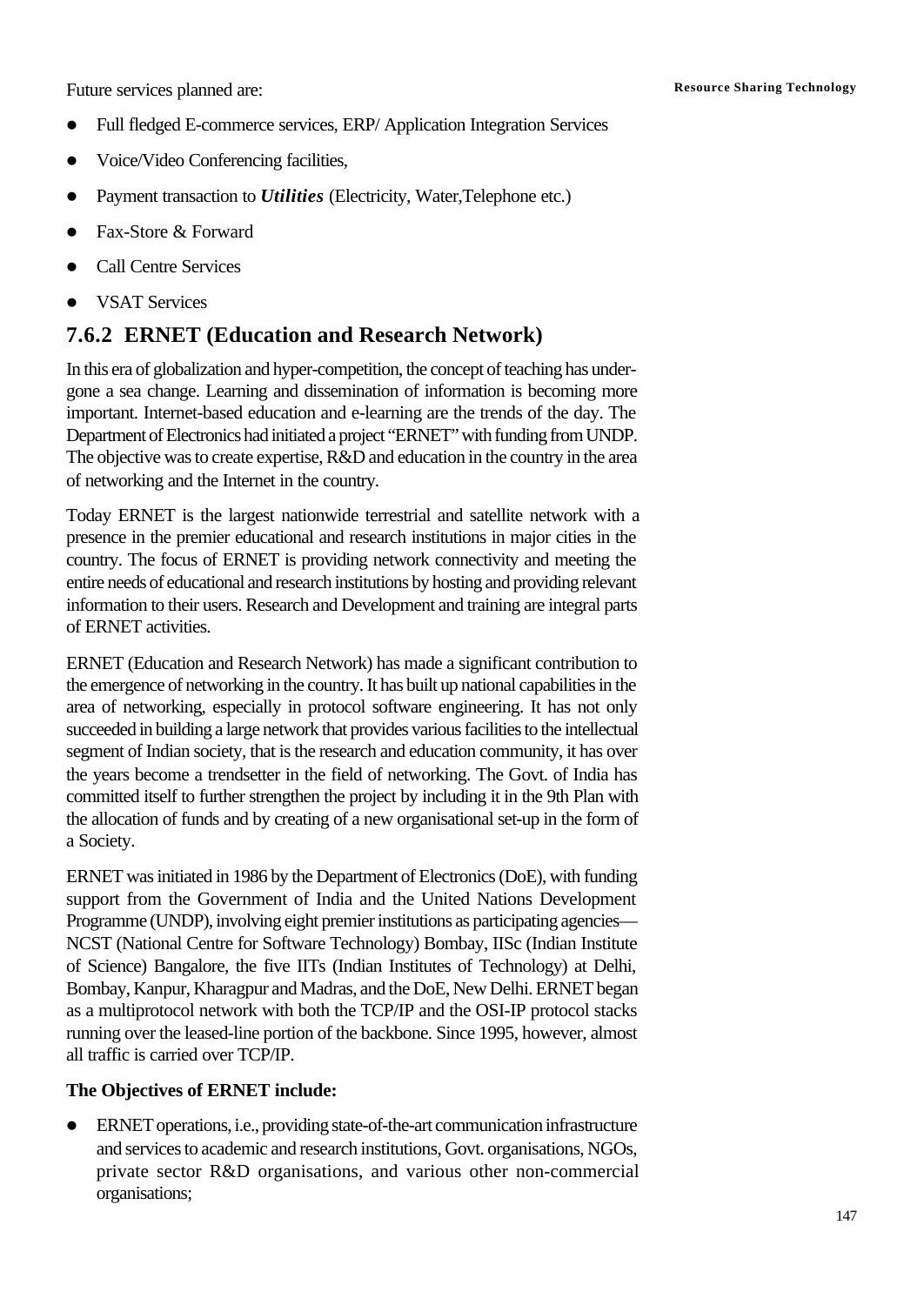Future services planned are:

- Full fledged E-commerce services, ERP/ Application Integration Services
- Voice/Video Conferencing facilities,
- Payment transaction to ***Utilities*** (Electricity, Water,Telephone etc.)
- Fax-Store & Forward
- Call Centre Services
- VSAT Services

### 7.6.2 ERNET (Education and Research Network)

In this era of globalization and hyper-competition, the concept of teaching has undergone a sea change. Learning and dissemination of information is becoming more important. Internet-based education and e-learning are the trends of the day. The Department of Electronics had initiated a project "ERNET" with funding from UNDP. The objective was to create expertise, R&D and education in the country in the area of networking and the Internet in the country.

Today ERNET is the largest nationwide terrestrial and satellite network with a presence in the premier educational and research institutions in major cities in the country. The focus of ERNET is providing network connectivity and meeting the entire needs of educational and research institutions by hosting and providing relevant information to their users. Research and Development and training are integral parts of ERNET activities.

ERNET (Education and Research Network) has made a significant contribution to the emergence of networking in the country. It has built up national capabilities in the area of networking, especially in protocol software engineering. It has not only succeeded in building a large network that provides various facilities to the intellectual segment of Indian society, that is the research and education community, it has over the years become a trendsetter in the field of networking. The Govt. of India has committed itself to further strengthen the project by including it in the 9th Plan with the allocation of funds and by creating of a new organisational set-up in the form of a Society.

ERNET was initiated in 1986 by the Department of Electronics (DoE), with funding support from the Government of India and the United Nations Development Programme (UNDP), involving eight premier institutions as participating agencies—NCST (National Centre for Software Technology) Bombay, IISc (Indian Institute of Science) Bangalore, the five IITs (Indian Institutes of Technology) at Delhi, Bombay, Kanpur, Kharagpur and Madras, and the DoE, New Delhi. ERNET began as a multiprotocol network with both the TCP/IP and the OSI-IP protocol stacks running over the leased-line portion of the backbone. Since 1995, however, almost all traffic is carried over TCP/IP.

**The Objectives of ERNET include:**

- ERNET operations, i.e., providing state-of-the-art communication infrastructure and services to academic and research institutions, Govt. organisations, NGOs, private sector R&D organisations, and various other non-commercial organisations;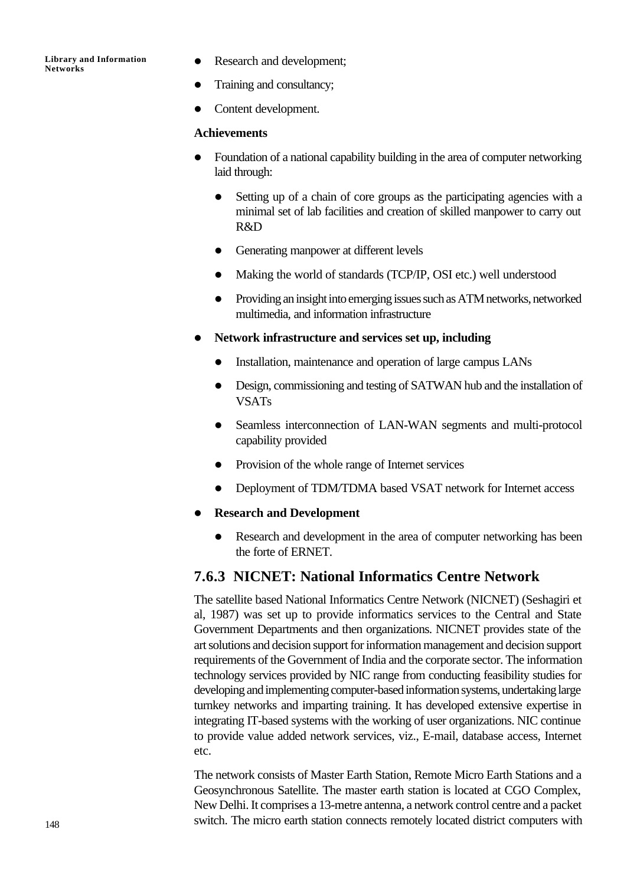- Research and development;
- Training and consultancy;
- Content development.

**Achievements**

- Foundation of a national capability building in the area of computer networking laid through:
  - Setting up of a chain of core groups as the participating agencies with a minimal set of lab facilities and creation of skilled manpower to carry out R&D
  - Generating manpower at different levels
  - Making the world of standards (TCP/IP, OSI etc.) well understood
  - Providing an insight into emerging issues such as ATM networks, networked multimedia, and information infrastructure
- **Network infrastructure and services set up, including**
  - Installation, maintenance and operation of large campus LANs
  - Design, commissioning and testing of SATWAN hub and the installation of VSATs
  - Seamless interconnection of LAN-WAN segments and multi-protocol capability provided
  - Provision of the whole range of Internet services
  - Deployment of TDM/TDMA based VSAT network for Internet access
- **Research and Development**
  - Research and development in the area of computer networking has been the forte of ERNET.

### 7.6.3 NICNET: National Informatics Centre Network

The satellite based National Informatics Centre Network (NICNET) (Seshagiri et al, 1987) was set up to provide informatics services to the Central and State Government Departments and then organizations. NICNET provides state of the art solutions and decision support for information management and decision support requirements of the Government of India and the corporate sector. The information technology services provided by NIC range from conducting feasibility studies for developing and implementing computer-based information systems, undertaking large turnkey networks and imparting training. It has developed extensive expertise in integrating IT-based systems with the working of user organizations. NIC continue to provide value added network services, viz., E-mail, database access, Internet etc.

The network consists of Master Earth Station, Remote Micro Earth Stations and a Geosynchronous Satellite. The master earth station is located at CGO Complex, New Delhi. It comprises a 13-metre antenna, a network control centre and a packet switch. The micro earth station connects remotely located district computers with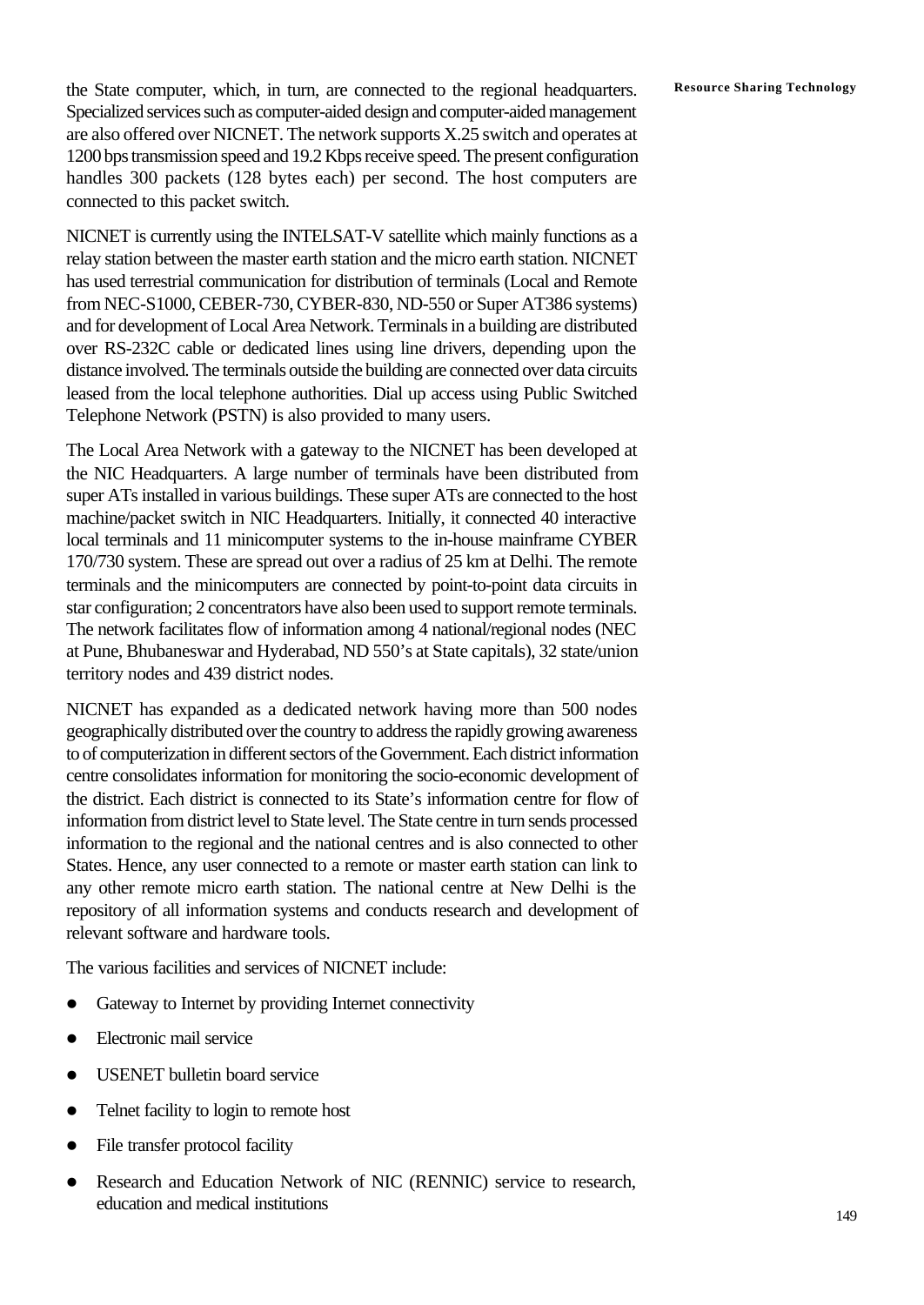the State computer, which, in turn, are connected to the regional headquarters. Specialized services such as computer-aided design and computer-aided management are also offered over NICNET. The network supports X.25 switch and operates at 1200 bps transmission speed and 19.2 Kbps receive speed. The present configuration handles 300 packets (128 bytes each) per second. The host computers are connected to this packet switch.

NICNET is currently using the INTELSAT-V satellite which mainly functions as a relay station between the master earth station and the micro earth station. NICNET has used terrestrial communication for distribution of terminals (Local and Remote from NEC-S1000, CEBER-730, CYBER-830, ND-550 or Super AT386 systems) and for development of Local Area Network. Terminals in a building are distributed over RS-232C cable or dedicated lines using line drivers, depending upon the distance involved. The terminals outside the building are connected over data circuits leased from the local telephone authorities. Dial up access using Public Switched Telephone Network (PSTN) is also provided to many users.

The Local Area Network with a gateway to the NICNET has been developed at the NIC Headquarters. A large number of terminals have been distributed from super ATs installed in various buildings. These super ATs are connected to the host machine/packet switch in NIC Headquarters. Initially, it connected 40 interactive local terminals and 11 minicomputer systems to the in-house mainframe CYBER 170/730 system. These are spread out over a radius of 25 km at Delhi. The remote terminals and the minicomputers are connected by point-to-point data circuits in star configuration; 2 concentrators have also been used to support remote terminals. The network facilitates flow of information among 4 national/regional nodes (NEC at Pune, Bhubaneswar and Hyderabad, ND 550's at State capitals), 32 state/union territory nodes and 439 district nodes.

NICNET has expanded as a dedicated network having more than 500 nodes geographically distributed over the country to address the rapidly growing awareness to of computerization in different sectors of the Government. Each district information centre consolidates information for monitoring the socio-economic development of the district. Each district is connected to its State's information centre for flow of information from district level to State level. The State centre in turn sends processed information to the regional and the national centres and is also connected to other States. Hence, any user connected to a remote or master earth station can link to any other remote micro earth station. The national centre at New Delhi is the repository of all information systems and conducts research and development of relevant software and hardware tools.

The various facilities and services of NICNET include:

- Gateway to Internet by providing Internet connectivity
- Electronic mail service
- USENET bulletin board service
- Telnet facility to login to remote host
- File transfer protocol facility
- Research and Education Network of NIC (RENNIC) service to research, education and medical institutions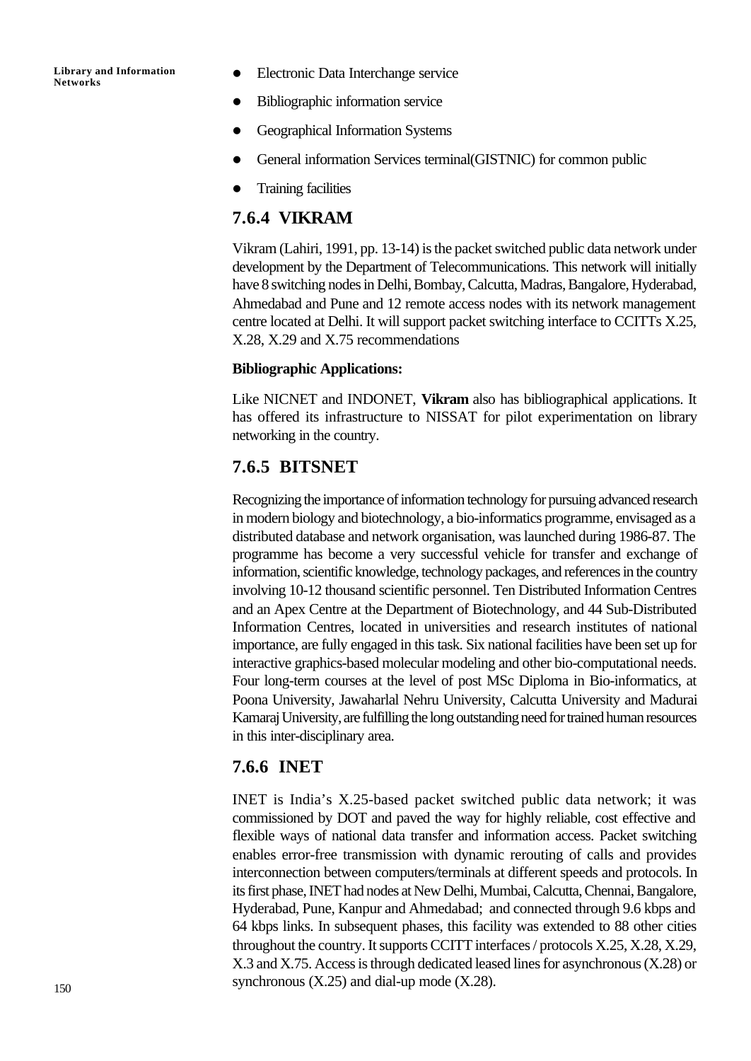- Electronic Data Interchange service
- Bibliographic information service
- Geographical Information Systems
- General information Services terminal(GISTNIC) for common public
- Training facilities

### 7.6.4 VIKRAM

Vikram (Lahiri, 1991, pp. 13-14) is the packet switched public data network under development by the Department of Telecommunications. This network will initially have 8 switching nodes in Delhi, Bombay, Calcutta, Madras, Bangalore, Hyderabad, Ahmedabad and Pune and 12 remote access nodes with its network management centre located at Delhi. It will support packet switching interface to CCITTs X.25, X.28, X.29 and X.75 recommendations

**Bibliographic Applications:**

Like NICNET and INDONET, **Vikram** also has bibliographical applications. It has offered its infrastructure to NISSAT for pilot experimentation on library networking in the country.

### 7.6.5 BITSNET

Recognizing the importance of information technology for pursuing advanced research in modern biology and biotechnology, a bio-informatics programme, envisaged as a distributed database and network organisation, was launched during 1986-87. The programme has become a very successful vehicle for transfer and exchange of information, scientific knowledge, technology packages, and references in the country involving 10-12 thousand scientific personnel. Ten Distributed Information Centres and an Apex Centre at the Department of Biotechnology, and 44 Sub-Distributed Information Centres, located in universities and research institutes of national importance, are fully engaged in this task. Six national facilities have been set up for interactive graphics-based molecular modeling and other bio-computational needs. Four long-term courses at the level of post MSc Diploma in Bio-informatics, at Poona University, Jawaharlal Nehru University, Calcutta University and Madurai Kamaraj University, are fulfilling the long outstanding need for trained human resources in this inter-disciplinary area.

### 7.6.6 INET

INET is India's X.25-based packet switched public data network; it was commissioned by DOT and paved the way for highly reliable, cost effective and flexible ways of national data transfer and information access. Packet switching enables error-free transmission with dynamic rerouting of calls and provides interconnection between computers/terminals at different speeds and protocols. In its first phase, INET had nodes at New Delhi, Mumbai, Calcutta, Chennai, Bangalore, Hyderabad, Pune, Kanpur and Ahmedabad; and connected through 9.6 kbps and 64 kbps links. In subsequent phases, this facility was extended to 88 other cities throughout the country. It supports CCITT interfaces / protocols X.25, X.28, X.29, X.3 and X.75. Access is through dedicated leased lines for asynchronous (X.28) or synchronous (X.25) and dial-up mode (X.28).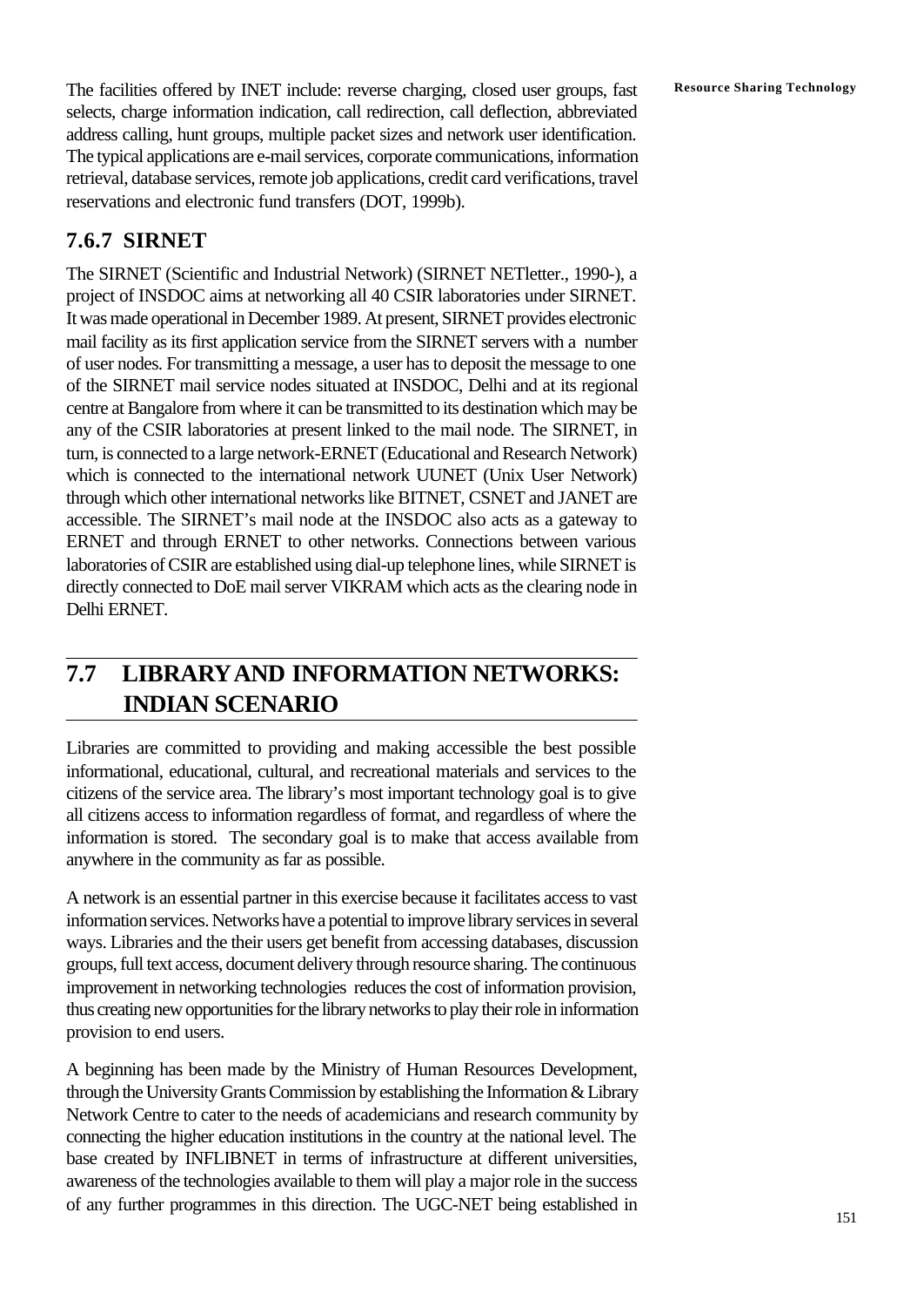The facilities offered by INET include: reverse charging, closed user groups, fast selects, charge information indication, call redirection, call deflection, abbreviated address calling, hunt groups, multiple packet sizes and network user identification. The typical applications are e-mail services, corporate communications, information retrieval, database services, remote job applications, credit card verifications, travel reservations and electronic fund transfers (DOT, 1999b).

### 7.6.7 SIRNET

The SIRNET (Scientific and Industrial Network) (SIRNET NETletter., 1990-), a project of INSDOC aims at networking all 40 CSIR laboratories under SIRNET. It was made operational in December 1989. At present, SIRNET provides electronic mail facility as its first application service from the SIRNET servers with a number of user nodes. For transmitting a message, a user has to deposit the message to one of the SIRNET mail service nodes situated at INSDOC, Delhi and at its regional centre at Bangalore from where it can be transmitted to its destination which may be any of the CSIR laboratories at present linked to the mail node. The SIRNET, in turn, is connected to a large network-ERNET (Educational and Research Network) which is connected to the international network UUNET (Unix User Network) through which other international networks like BITNET, CSNET and JANET are accessible. The SIRNET's mail node at the INSDOC also acts as a gateway to ERNET and through ERNET to other networks. Connections between various laboratories of CSIR are established using dial-up telephone lines, while SIRNET is directly connected to DoE mail server VIKRAM which acts as the clearing node in Delhi ERNET.

## 7.7 LIBRARY AND INFORMATION NETWORKS: INDIAN SCENARIO

Libraries are committed to providing and making accessible the best possible informational, educational, cultural, and recreational materials and services to the citizens of the service area. The library's most important technology goal is to give all citizens access to information regardless of format, and regardless of where the information is stored. The secondary goal is to make that access available from anywhere in the community as far as possible.

A network is an essential partner in this exercise because it facilitates access to vast information services. Networks have a potential to improve library services in several ways. Libraries and the their users get benefit from accessing databases, discussion groups, full text access, document delivery through resource sharing. The continuous improvement in networking technologies reduces the cost of information provision, thus creating new opportunities for the library networks to play their role in information provision to end users.

A beginning has been made by the Ministry of Human Resources Development, through the University Grants Commission by establishing the Information & Library Network Centre to cater to the needs of academicians and research community by connecting the higher education institutions in the country at the national level. The base created by INFLIBNET in terms of infrastructure at different universities, awareness of the technologies available to them will play a major role in the success of any further programmes in this direction. The UGC-NET being established in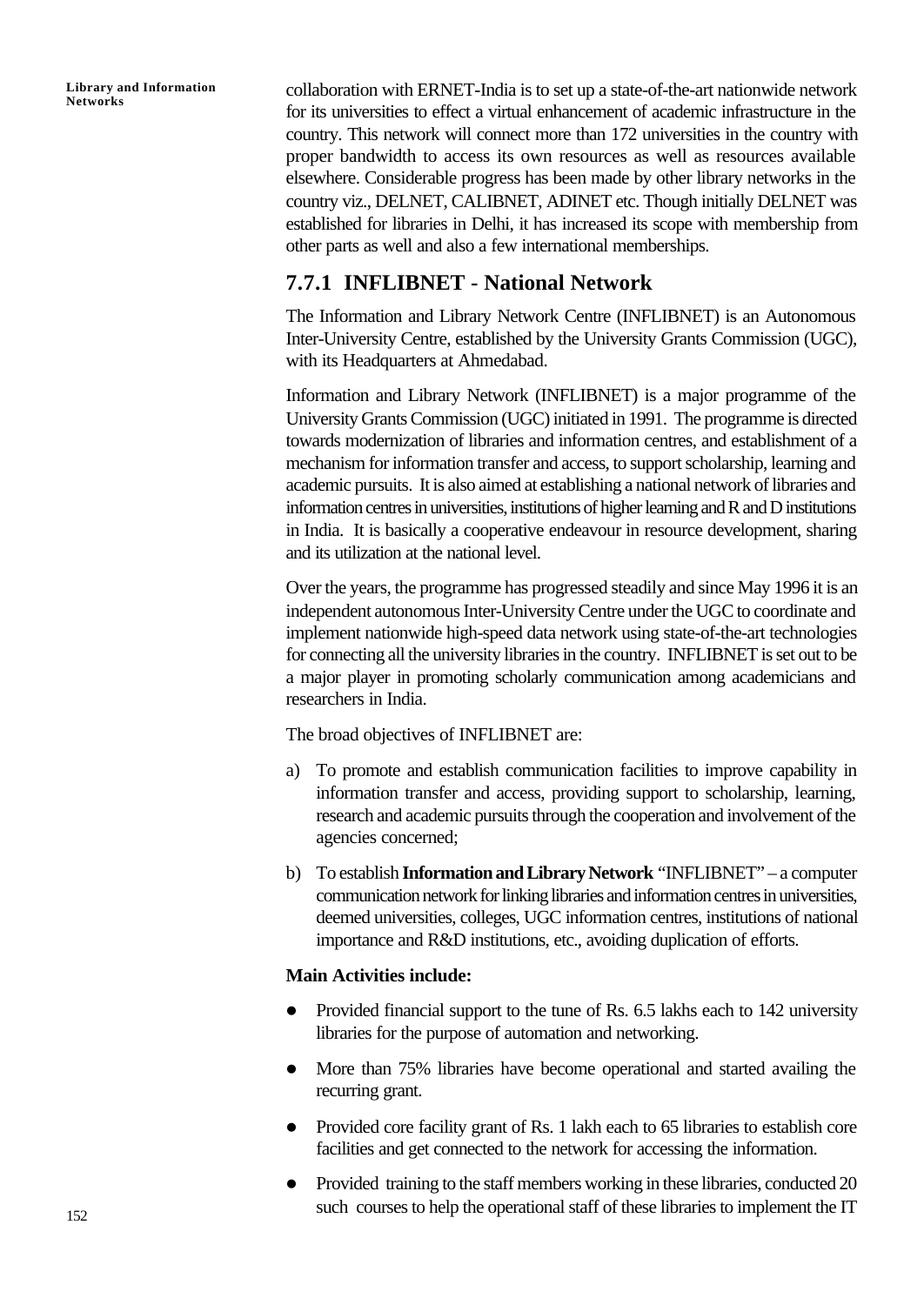collaboration with ERNET-India is to set up a state-of-the-art nationwide network for its universities to effect a virtual enhancement of academic infrastructure in the country. This network will connect more than 172 universities in the country with proper bandwidth to access its own resources as well as resources available elsewhere. Considerable progress has been made by other library networks in the country viz., DELNET, CALIBNET, ADINET etc. Though initially DELNET was established for libraries in Delhi, it has increased its scope with membership from other parts as well and also a few international memberships.

### 7.7.1 INFLIBNET - National Network

The Information and Library Network Centre (INFLIBNET) is an Autonomous Inter-University Centre, established by the University Grants Commission (UGC), with its Headquarters at Ahmedabad.

Information and Library Network (INFLIBNET) is a major programme of the University Grants Commission (UGC) initiated in 1991. The programme is directed towards modernization of libraries and information centres, and establishment of a mechanism for information transfer and access, to support scholarship, learning and academic pursuits. It is also aimed at establishing a national network of libraries and information centres in universities, institutions of higher learning and R and D institutions in India. It is basically a cooperative endeavour in resource development, sharing and its utilization at the national level.

Over the years, the programme has progressed steadily and since May 1996 it is an independent autonomous Inter-University Centre under the UGC to coordinate and implement nationwide high-speed data network using state-of-the-art technologies for connecting all the university libraries in the country. INFLIBNET is set out to be a major player in promoting scholarly communication among academicians and researchers in India.

The broad objectives of INFLIBNET are:

a) To promote and establish communication facilities to improve capability in information transfer and access, providing support to scholarship, learning, research and academic pursuits through the cooperation and involvement of the agencies concerned;

b) To establish **Information and Library Network** "INFLIBNET" – a computer communication network for linking libraries and information centres in universities, deemed universities, colleges, UGC information centres, institutions of national importance and R&D institutions, etc., avoiding duplication of efforts.

**Main Activities include:**

- Provided financial support to the tune of Rs. 6.5 lakhs each to 142 university libraries for the purpose of automation and networking.
- More than 75% libraries have become operational and started availing the recurring grant.
- Provided core facility grant of Rs. 1 lakh each to 65 libraries to establish core facilities and get connected to the network for accessing the information.
- Provided training to the staff members working in these libraries, conducted 20 such courses to help the operational staff of these libraries to implement the IT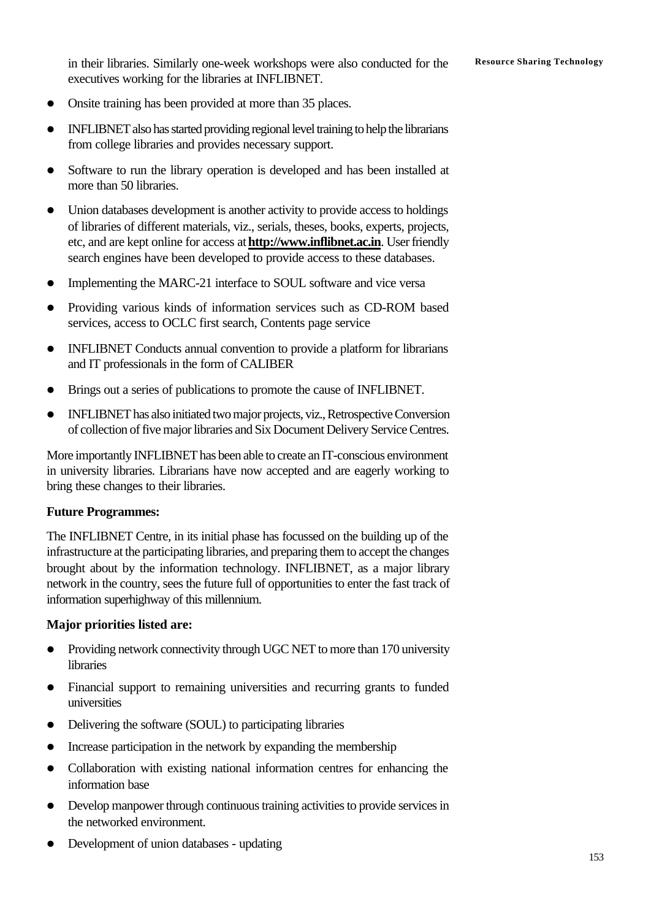in their libraries. Similarly one-week workshops were also conducted for the executives working for the libraries at INFLIBNET.

- Onsite training has been provided at more than 35 places.
- INFLIBNET also has started providing regional level training to help the librarians from college libraries and provides necessary support.
- Software to run the library operation is developed and has been installed at more than 50 libraries.
- Union databases development is another activity to provide access to holdings of libraries of different materials, viz., serials, theses, books, experts, projects, etc, and are kept online for access at **http://www.inflibnet.ac.in**. User friendly search engines have been developed to provide access to these databases.
- Implementing the MARC-21 interface to SOUL software and vice versa
- Providing various kinds of information services such as CD-ROM based services, access to OCLC first search, Contents page service
- INFLIBNET Conducts annual convention to provide a platform for librarians and IT professionals in the form of CALIBER
- Brings out a series of publications to promote the cause of INFLIBNET.
- INFLIBNET has also initiated two major projects, viz., Retrospective Conversion of collection of five major libraries and Six Document Delivery Service Centres.

More importantly INFLIBNET has been able to create an IT-conscious environment in university libraries. Librarians have now accepted and are eagerly working to bring these changes to their libraries.

**Future Programmes:**

The INFLIBNET Centre, in its initial phase has focussed on the building up of the infrastructure at the participating libraries, and preparing them to accept the changes brought about by the information technology. INFLIBNET, as a major library network in the country, sees the future full of opportunities to enter the fast track of information superhighway of this millennium.

**Major priorities listed are:**

- Providing network connectivity through UGC NET to more than 170 university libraries
- Financial support to remaining universities and recurring grants to funded universities
- Delivering the software (SOUL) to participating libraries
- Increase participation in the network by expanding the membership
- Collaboration with existing national information centres for enhancing the information base
- Develop manpower through continuous training activities to provide services in the networked environment.
- Development of union databases - updating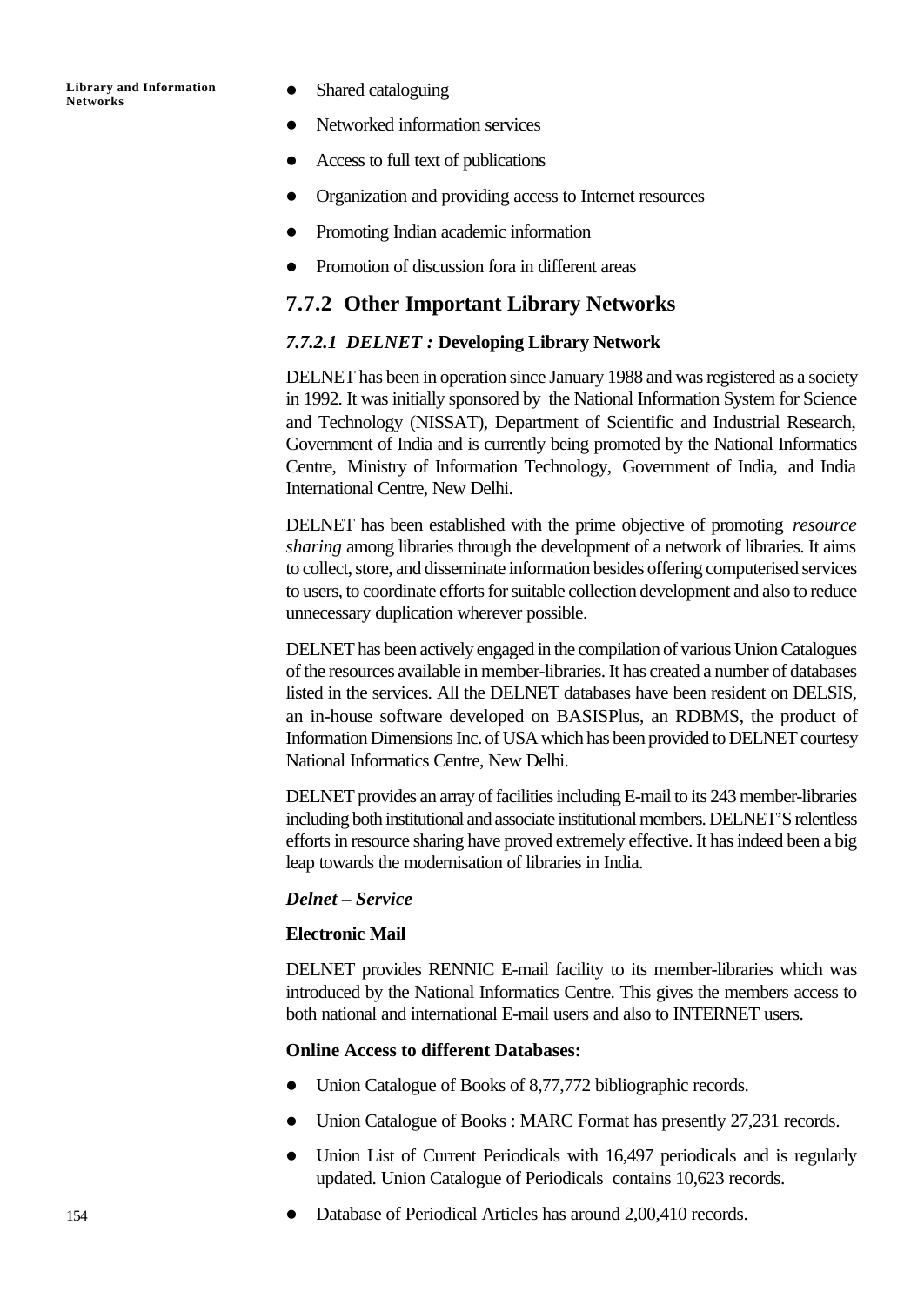- Shared cataloguing
- Networked information services
- Access to full text of publications
- Organization and providing access to Internet resources
- Promoting Indian academic information
- Promotion of discussion fora in different areas

## 7.7.2 Other Important Library Networks

### *7.7.2.1 DELNET :* Developing Library Network

DELNET has been in operation since January 1988 and was registered as a society in 1992. It was initially sponsored by the National Information System for Science and Technology (NISSAT), Department of Scientific and Industrial Research, Government of India and is currently being promoted by the National Informatics Centre, Ministry of Information Technology, Government of India, and India International Centre, New Delhi.

DELNET has been established with the prime objective of promoting *resource sharing* among libraries through the development of a network of libraries. It aims to collect, store, and disseminate information besides offering computerised services to users, to coordinate efforts for suitable collection development and also to reduce unnecessary duplication wherever possible.

DELNET has been actively engaged in the compilation of various Union Catalogues of the resources available in member-libraries. It has created a number of databases listed in the services. All the DELNET databases have been resident on DELSIS, an in-house software developed on BASISPlus, an RDBMS, the product of Information Dimensions Inc. of USA which has been provided to DELNET courtesy National Informatics Centre, New Delhi.

DELNET provides an array of facilities including E-mail to its 243 member-libraries including both institutional and associate institutional members. DELNET'S relentless efforts in resource sharing have proved extremely effective. It has indeed been a big leap towards the modernisation of libraries in India.

***Delnet – Service***

**Electronic Mail**

DELNET provides RENNIC E-mail facility to its member-libraries which was introduced by the National Informatics Centre. This gives the members access to both national and international E-mail users and also to INTERNET users.

**Online Access to different Databases:**

- Union Catalogue of Books of 8,77,772 bibliographic records.
- Union Catalogue of Books : MARC Format has presently 27,231 records.
- Union List of Current Periodicals with 16,497 periodicals and is regularly updated. Union Catalogue of Periodicals contains 10,623 records.
- Database of Periodical Articles has around 2,00,410 records.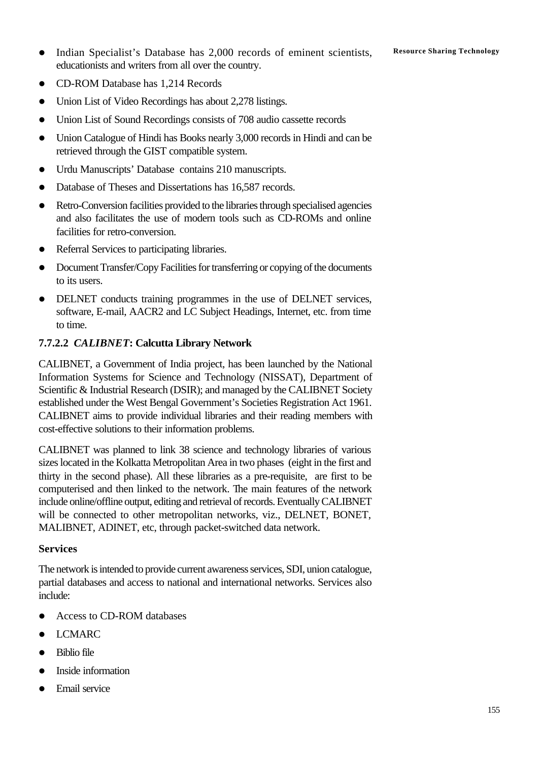- Indian Specialist's Database has 2,000 records of eminent scientists, educationists and writers from all over the country.
- CD-ROM Database has 1,214 Records
- Union List of Video Recordings has about 2,278 listings.
- Union List of Sound Recordings consists of 708 audio cassette records
- Union Catalogue of Hindi has Books nearly 3,000 records in Hindi and can be retrieved through the GIST compatible system.
- Urdu Manuscripts' Database contains 210 manuscripts.
- Database of Theses and Dissertations has 16,587 records.
- Retro-Conversion facilities provided to the libraries through specialised agencies and also facilitates the use of modern tools such as CD-ROMs and online facilities for retro-conversion.
- Referral Services to participating libraries.
- Document Transfer/Copy Facilities for transferring or copying of the documents to its users.
- DELNET conducts training programmes in the use of DELNET services, software, E-mail, AACR2 and LC Subject Headings, Internet, etc. from time to time.

#### 7.7.2.2 *CALIBNET*: Calcutta Library Network

CALIBNET, a Government of India project, has been launched by the National Information Systems for Science and Technology (NISSAT), Department of Scientific & Industrial Research (DSIR); and managed by the CALIBNET Society established under the West Bengal Government's Societies Registration Act 1961. CALIBNET aims to provide individual libraries and their reading members with cost-effective solutions to their information problems.

CALIBNET was planned to link 38 science and technology libraries of various sizes located in the Kolkatta Metropolitan Area in two phases (eight in the first and thirty in the second phase). All these libraries as a pre-requisite, are first to be computerised and then linked to the network. The main features of the network include online/offline output, editing and retrieval of records. Eventually CALIBNET will be connected to other metropolitan networks, viz., DELNET, BONET, MALIBNET, ADINET, etc, through packet-switched data network.

**Services**

The network is intended to provide current awareness services, SDI, union catalogue, partial databases and access to national and international networks. Services also include:

- Access to CD-ROM databases
- LCMARC
- Biblio file
- Inside information
- Email service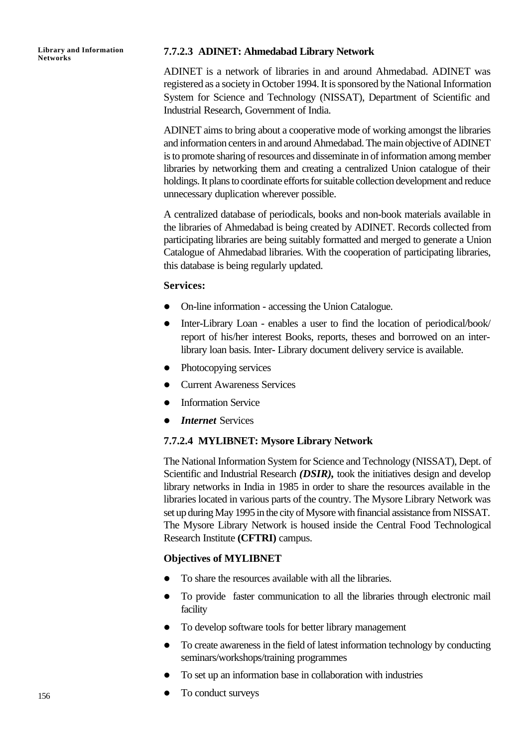#### 7.7.2.3 ADINET: Ahmedabad Library Network

ADINET is a network of libraries in and around Ahmedabad. ADINET was registered as a society in October 1994. It is sponsored by the National Information System for Science and Technology (NISSAT), Department of Scientific and Industrial Research, Government of India.

ADINET aims to bring about a cooperative mode of working amongst the libraries and information centers in and around Ahmedabad. The main objective of ADINET is to promote sharing of resources and disseminate in of information among member libraries by networking them and creating a centralized Union catalogue of their holdings. It plans to coordinate efforts for suitable collection development and reduce unnecessary duplication wherever possible.

A centralized database of periodicals, books and non-book materials available in the libraries of Ahmedabad is being created by ADINET. Records collected from participating libraries are being suitably formatted and merged to generate a Union Catalogue of Ahmedabad libraries. With the cooperation of participating libraries, this database is being regularly updated.

**Services:**

- On-line information - accessing the Union Catalogue.
- Inter-Library Loan - enables a user to find the location of periodical/book/ report of his/her interest Books, reports, theses and borrowed on an inter-library loan basis. Inter- Library document delivery service is available.
- Photocopying services
- Current Awareness Services
- Information Service
- ***Internet*** Services

#### 7.7.2.4 MYLIBNET: Mysore Library Network

The National Information System for Science and Technology (NISSAT), Dept. of Scientific and Industrial Research ***(DSIR),*** took the initiatives design and develop library networks in India in 1985 in order to share the resources available in the libraries located in various parts of the country. The Mysore Library Network was set up during May 1995 in the city of Mysore with financial assistance from NISSAT. The Mysore Library Network is housed inside the Central Food Technological Research Institute **(CFTRI)** campus.

**Objectives of MYLIBNET**

- To share the resources available with all the libraries.
- To provide faster communication to all the libraries through electronic mail facility
- To develop software tools for better library management
- To create awareness in the field of latest information technology by conducting seminars/workshops/training programmes
- To set up an information base in collaboration with industries
- To conduct surveys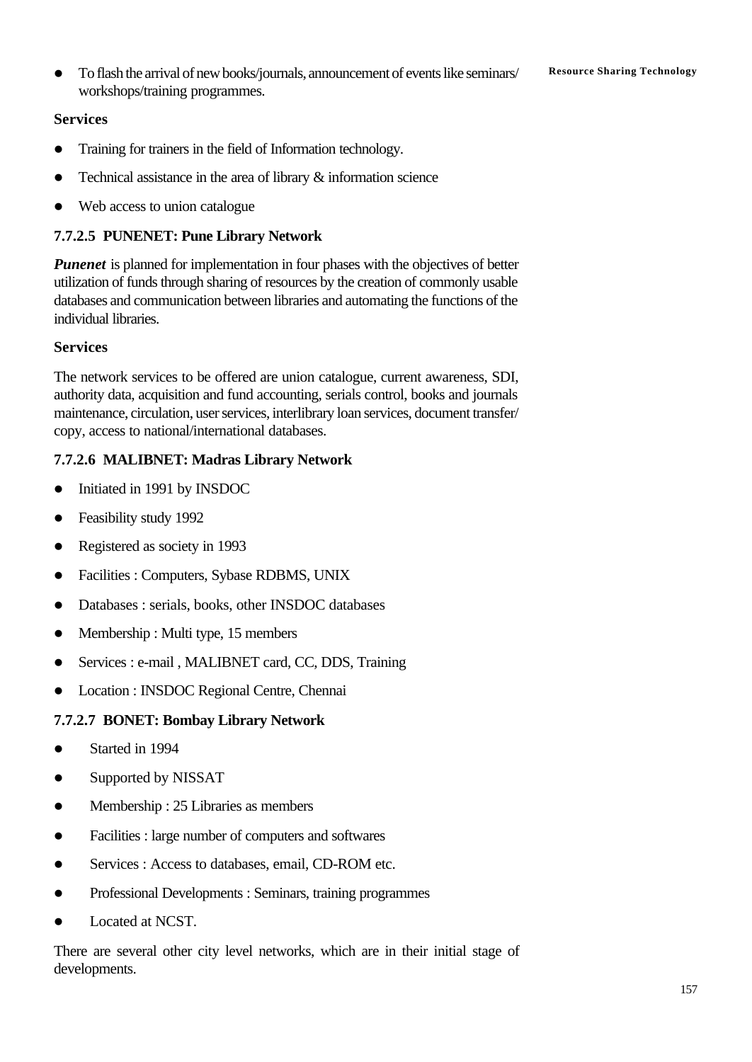- To flash the arrival of new books/journals, announcement of events like seminars/ workshops/training programmes.

**Services**

- Training for trainers in the field of Information technology.
- Technical assistance in the area of library & information science
- Web access to union catalogue

#### 7.7.2.5 PUNENET: Pune Library Network

***Punenet*** is planned for implementation in four phases with the objectives of better utilization of funds through sharing of resources by the creation of commonly usable databases and communication between libraries and automating the functions of the individual libraries.

**Services**

The network services to be offered are union catalogue, current awareness, SDI, authority data, acquisition and fund accounting, serials control, books and journals maintenance, circulation, user services, interlibrary loan services, document transfer/ copy, access to national/international databases.

#### 7.7.2.6 MALIBNET: Madras Library Network

- Initiated in 1991 by INSDOC
- Feasibility study 1992
- Registered as society in 1993
- Facilities : Computers, Sybase RDBMS, UNIX
- Databases : serials, books, other INSDOC databases
- Membership : Multi type, 15 members
- Services : e-mail , MALIBNET card, CC, DDS, Training
- Location : INSDOC Regional Centre, Chennai

#### 7.7.2.7 BONET: Bombay Library Network

- Started in 1994
- Supported by NISSAT
- Membership : 25 Libraries as members
- Facilities : large number of computers and softwares
- Services : Access to databases, email, CD-ROM etc.
- Professional Developments : Seminars, training programmes
- Located at NCST.

There are several other city level networks, which are in their initial stage of developments.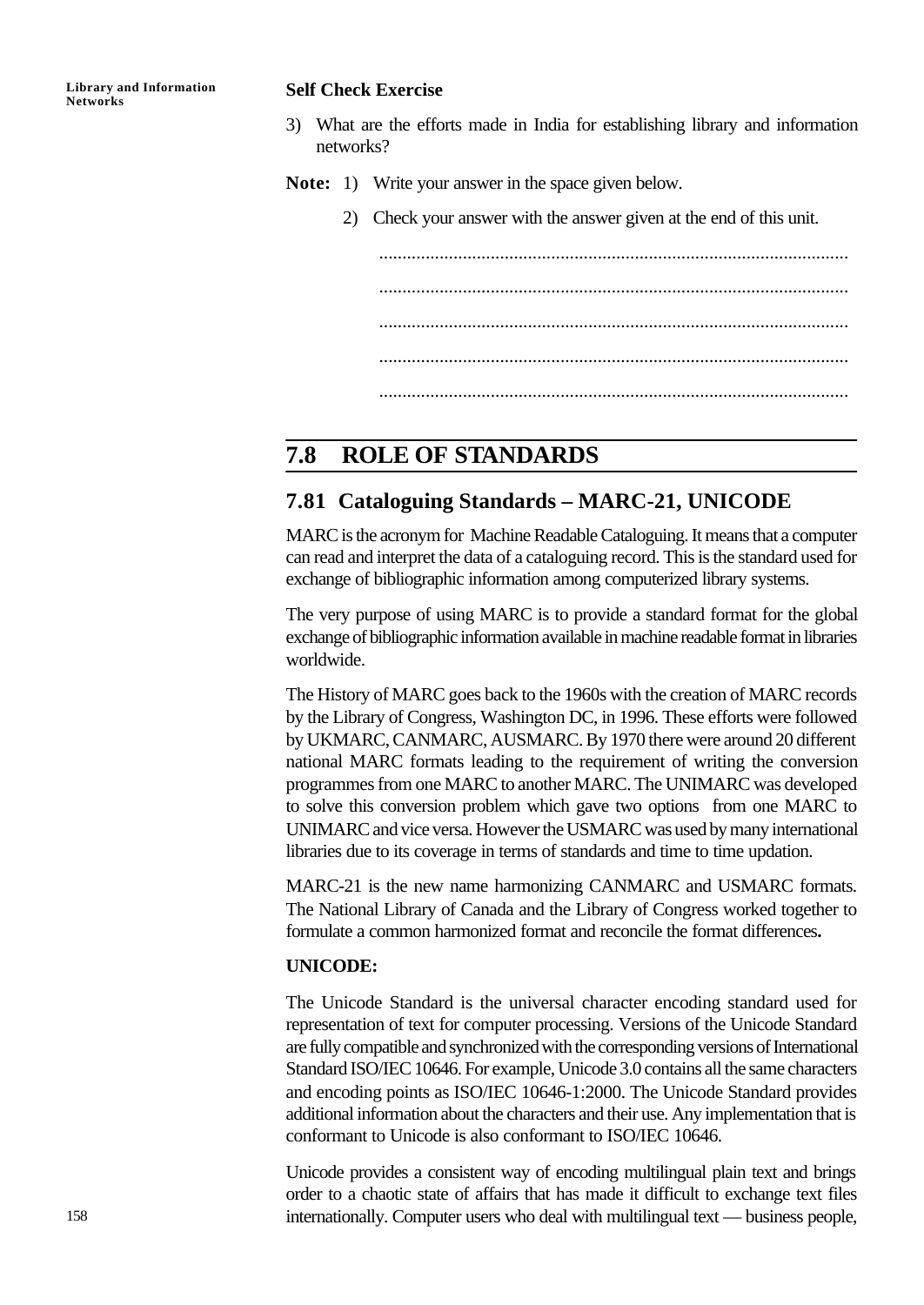**Self Check Exercise**

3) What are the efforts made in India for establishing library and information networks?

**Note:** 1) Write your answer in the space given below.

2) Check your answer with the answer given at the end of this unit.

.....................................................................................................

.....................................................................................................

.....................................................................................................

.....................................................................................................

.....................................................................................................

## 7.8 ROLE OF STANDARDS

### 7.81 Cataloguing Standards – MARC-21, UNICODE

MARC is the acronym for Machine Readable Cataloguing. It means that a computer can read and interpret the data of a cataloguing record. This is the standard used for exchange of bibliographic information among computerized library systems.

The very purpose of using MARC is to provide a standard format for the global exchange of bibliographic information available in machine readable format in libraries worldwide.

The History of MARC goes back to the 1960s with the creation of MARC records by the Library of Congress, Washington DC, in 1996. These efforts were followed by UKMARC, CANMARC, AUSMARC. By 1970 there were around 20 different national MARC formats leading to the requirement of writing the conversion programmes from one MARC to another MARC. The UNIMARC was developed to solve this conversion problem which gave two options from one MARC to UNIMARC and vice versa. However the USMARC was used by many international libraries due to its coverage in terms of standards and time to time updation.

MARC-21 is the new name harmonizing CANMARC and USMARC formats. The National Library of Canada and the Library of Congress worked together to formulate a common harmonized format and reconcile the format differences**.**

**UNICODE:**

The Unicode Standard is the universal character encoding standard used for representation of text for computer processing. Versions of the Unicode Standard are fully compatible and synchronized with the corresponding versions of International Standard ISO/IEC 10646. For example, Unicode 3.0 contains all the same characters and encoding points as ISO/IEC 10646-1:2000. The Unicode Standard provides additional information about the characters and their use. Any implementation that is conformant to Unicode is also conformant to ISO/IEC 10646.

Unicode provides a consistent way of encoding multilingual plain text and brings order to a chaotic state of affairs that has made it difficult to exchange text files internationally. Computer users who deal with multilingual text — business people,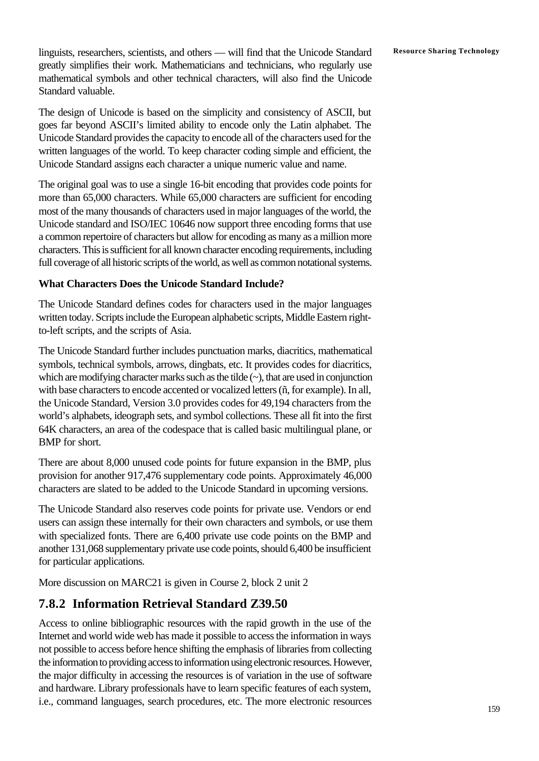linguists, researchers, scientists, and others — will find that the Unicode Standard greatly simplifies their work. Mathematicians and technicians, who regularly use mathematical symbols and other technical characters, will also find the Unicode Standard valuable.

The design of Unicode is based on the simplicity and consistency of ASCII, but goes far beyond ASCII's limited ability to encode only the Latin alphabet. The Unicode Standard provides the capacity to encode all of the characters used for the written languages of the world. To keep character coding simple and efficient, the Unicode Standard assigns each character a unique numeric value and name.

The original goal was to use a single 16-bit encoding that provides code points for more than 65,000 characters. While 65,000 characters are sufficient for encoding most of the many thousands of characters used in major languages of the world, the Unicode standard and ISO/IEC 10646 now support three encoding forms that use a common repertoire of characters but allow for encoding as many as a million more characters. This is sufficient for all known character encoding requirements, including full coverage of all historic scripts of the world, as well as common notational systems.

**What Characters Does the Unicode Standard Include?**

The Unicode Standard defines codes for characters used in the major languages written today. Scripts include the European alphabetic scripts, Middle Eastern right-to-left scripts, and the scripts of Asia.

The Unicode Standard further includes punctuation marks, diacritics, mathematical symbols, technical symbols, arrows, dingbats, etc. It provides codes for diacritics, which are modifying character marks such as the tilde (~), that are used in conjunction with base characters to encode accented or vocalized letters (ñ, for example). In all, the Unicode Standard, Version 3.0 provides codes for 49,194 characters from the world's alphabets, ideograph sets, and symbol collections. These all fit into the first 64K characters, an area of the codespace that is called basic multilingual plane, or BMP for short.

There are about 8,000 unused code points for future expansion in the BMP, plus provision for another 917,476 supplementary code points. Approximately 46,000 characters are slated to be added to the Unicode Standard in upcoming versions.

The Unicode Standard also reserves code points for private use. Vendors or end users can assign these internally for their own characters and symbols, or use them with specialized fonts. There are 6,400 private use code points on the BMP and another 131,068 supplementary private use code points, should 6,400 be insufficient for particular applications.

More discussion on MARC21 is given in Course 2, block 2 unit 2

## 7.8.2 Information Retrieval Standard Z39.50

Access to online bibliographic resources with the rapid growth in the use of the Internet and world wide web has made it possible to access the information in ways not possible to access before hence shifting the emphasis of libraries from collecting the information to providing access to information using electronic resources. However, the major difficulty in accessing the resources is of variation in the use of software and hardware. Library professionals have to learn specific features of each system, i.e., command languages, search procedures, etc. The more electronic resources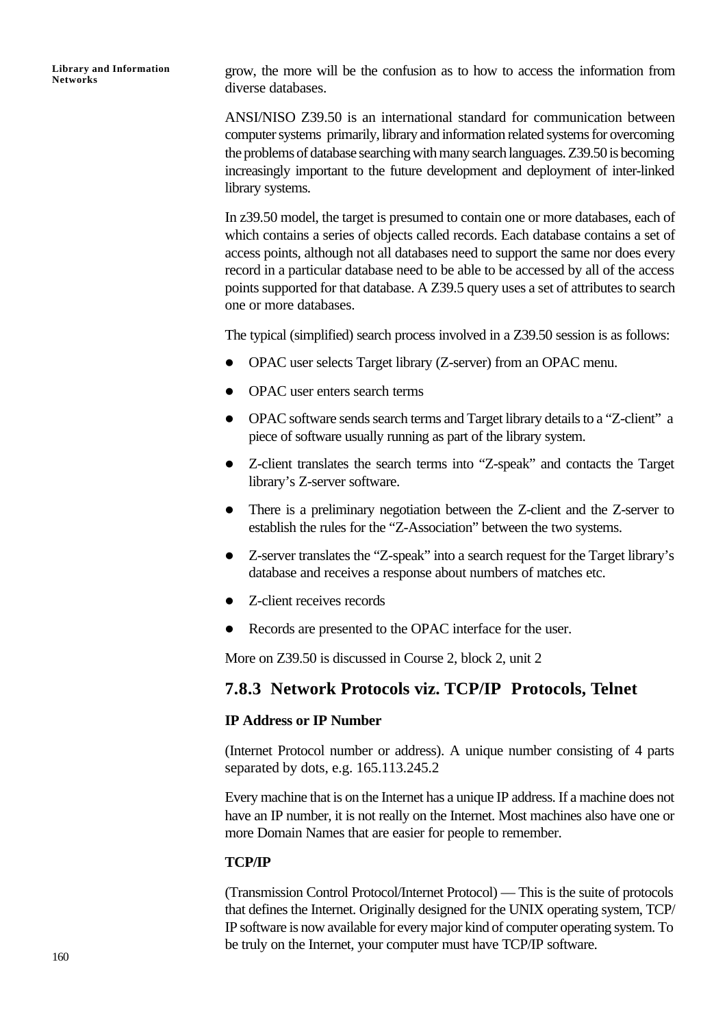grow, the more will be the confusion as to how to access the information from diverse databases.

ANSI/NISO Z39.50 is an international standard for communication between computer systems primarily, library and information related systems for overcoming the problems of database searching with many search languages. Z39.50 is becoming increasingly important to the future development and deployment of inter-linked library systems.

In z39.50 model, the target is presumed to contain one or more databases, each of which contains a series of objects called records. Each database contains a set of access points, although not all databases need to support the same nor does every record in a particular database need to be able to be accessed by all of the access points supported for that database. A Z39.5 query uses a set of attributes to search one or more databases.

The typical (simplified) search process involved in a Z39.50 session is as follows:

- OPAC user selects Target library (Z-server) from an OPAC menu.
- OPAC user enters search terms
- OPAC software sends search terms and Target library details to a "Z-client" a piece of software usually running as part of the library system.
- Z-client translates the search terms into "Z-speak" and contacts the Target library's Z-server software.
- There is a preliminary negotiation between the Z-client and the Z-server to establish the rules for the "Z-Association" between the two systems.
- Z-server translates the "Z-speak" into a search request for the Target library's database and receives a response about numbers of matches etc.
- Z-client receives records
- Records are presented to the OPAC interface for the user.

More on Z39.50 is discussed in Course 2, block 2, unit 2

### 7.8.3 Network Protocols viz. TCP/IP Protocols, Telnet

**IP Address or IP Number**

(Internet Protocol number or address). A unique number consisting of 4 parts separated by dots, e.g. 165.113.245.2

Every machine that is on the Internet has a unique IP address. If a machine does not have an IP number, it is not really on the Internet. Most machines also have one or more Domain Names that are easier for people to remember.

**TCP/IP**

(Transmission Control Protocol/Internet Protocol) — This is the suite of protocols that defines the Internet. Originally designed for the UNIX operating system, TCP/IP software is now available for every major kind of computer operating system. To be truly on the Internet, your computer must have TCP/IP software.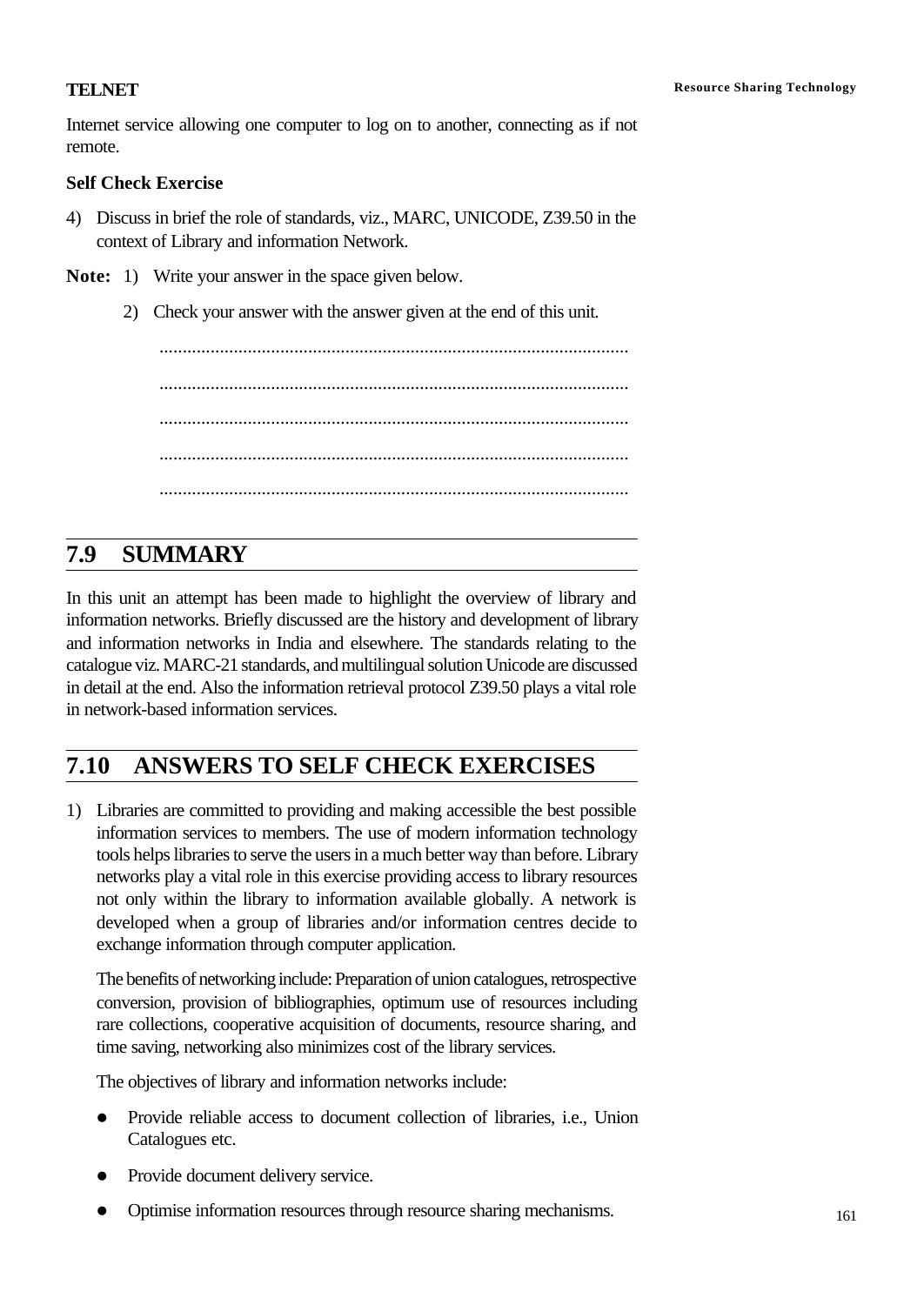**TELNET**

Internet service allowing one computer to log on to another, connecting as if not remote.

**Self Check Exercise**

4) Discuss in brief the role of standards, viz., MARC, UNICODE, Z39.50 in the context of Library and information Network.

**Note:** 1) Write your answer in the space given below.

2) Check your answer with the answer given at the end of this unit.

.....................................................................................................

.....................................................................................................

.....................................................................................................

.....................................................................................................

.....................................................................................................

## 7.9 SUMMARY

In this unit an attempt has been made to highlight the overview of library and information networks. Briefly discussed are the history and development of library and information networks in India and elsewhere. The standards relating to the catalogue viz. MARC-21 standards, and multilingual solution Unicode are discussed in detail at the end. Also the information retrieval protocol Z39.50 plays a vital role in network-based information services.

## 7.10 ANSWERS TO SELF CHECK EXERCISES

1) Libraries are committed to providing and making accessible the best possible information services to members. The use of modern information technology tools helps libraries to serve the users in a much better way than before. Library networks play a vital role in this exercise providing access to library resources not only within the library to information available globally. A network is developed when a group of libraries and/or information centres decide to exchange information through computer application.

   The benefits of networking include: Preparation of union catalogues, retrospective conversion, provision of bibliographies, optimum use of resources including rare collections, cooperative acquisition of documents, resource sharing, and time saving, networking also minimizes cost of the library services.

   The objectives of library and information networks include:

   - Provide reliable access to document collection of libraries, i.e., Union Catalogues etc.
   - Provide document delivery service.
   - Optimise information resources through resource sharing mechanisms.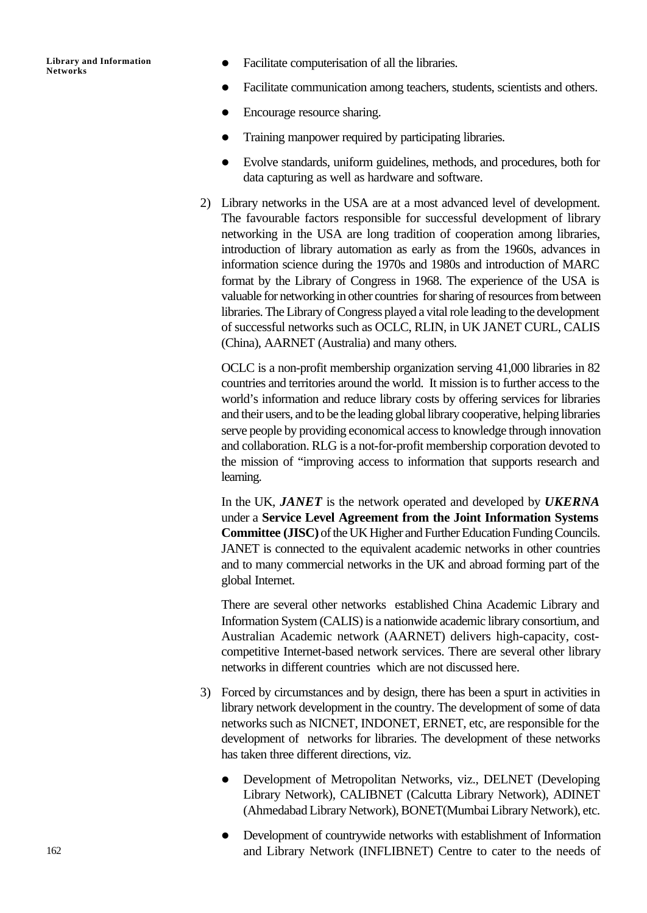- Facilitate computerisation of all the libraries.
- Facilitate communication among teachers, students, scientists and others.
- Encourage resource sharing.
- Training manpower required by participating libraries.
- Evolve standards, uniform guidelines, methods, and procedures, both for data capturing as well as hardware and software.

2) Library networks in the USA are at a most advanced level of development. The favourable factors responsible for successful development of library networking in the USA are long tradition of cooperation among libraries, introduction of library automation as early as from the 1960s, advances in information science during the 1970s and 1980s and introduction of MARC format by the Library of Congress in 1968. The experience of the USA is valuable for networking in other countries for sharing of resources from between libraries. The Library of Congress played a vital role leading to the development of successful networks such as OCLC, RLIN, in UK JANET CURL, CALIS (China), AARNET (Australia) and many others.

   OCLC is a non-profit membership organization serving 41,000 libraries in 82 countries and territories around the world. It mission is to further access to the world's information and reduce library costs by offering services for libraries and their users, and to be the leading global library cooperative, helping libraries serve people by providing economical access to knowledge through innovation and collaboration. RLG is a not-for-profit membership corporation devoted to the mission of "improving access to information that supports research and learning.

   In the UK, ***JANET*** is the network operated and developed by ***UKERNA*** under a **Service Level Agreement from the Joint Information Systems Committee (JISC)** of the UK Higher and Further Education Funding Councils. JANET is connected to the equivalent academic networks in other countries and to many commercial networks in the UK and abroad forming part of the global Internet.

   There are several other networks established China Academic Library and Information System (CALIS) is a nationwide academic library consortium, and Australian Academic network (AARNET) delivers high-capacity, cost-competitive Internet-based network services. There are several other library networks in different countries which are not discussed here.

3) Forced by circumstances and by design, there has been a spurt in activities in library network development in the country. The development of some of data networks such as NICNET, INDONET, ERNET, etc, are responsible for the development of networks for libraries. The development of these networks has taken three different directions, viz.

   - Development of Metropolitan Networks, viz., DELNET (Developing Library Network), CALIBNET (Calcutta Library Network), ADINET (Ahmedabad Library Network), BONET(Mumbai Library Network), etc.
   - Development of countrywide networks with establishment of Information and Library Network (INFLIBNET) Centre to cater to the needs of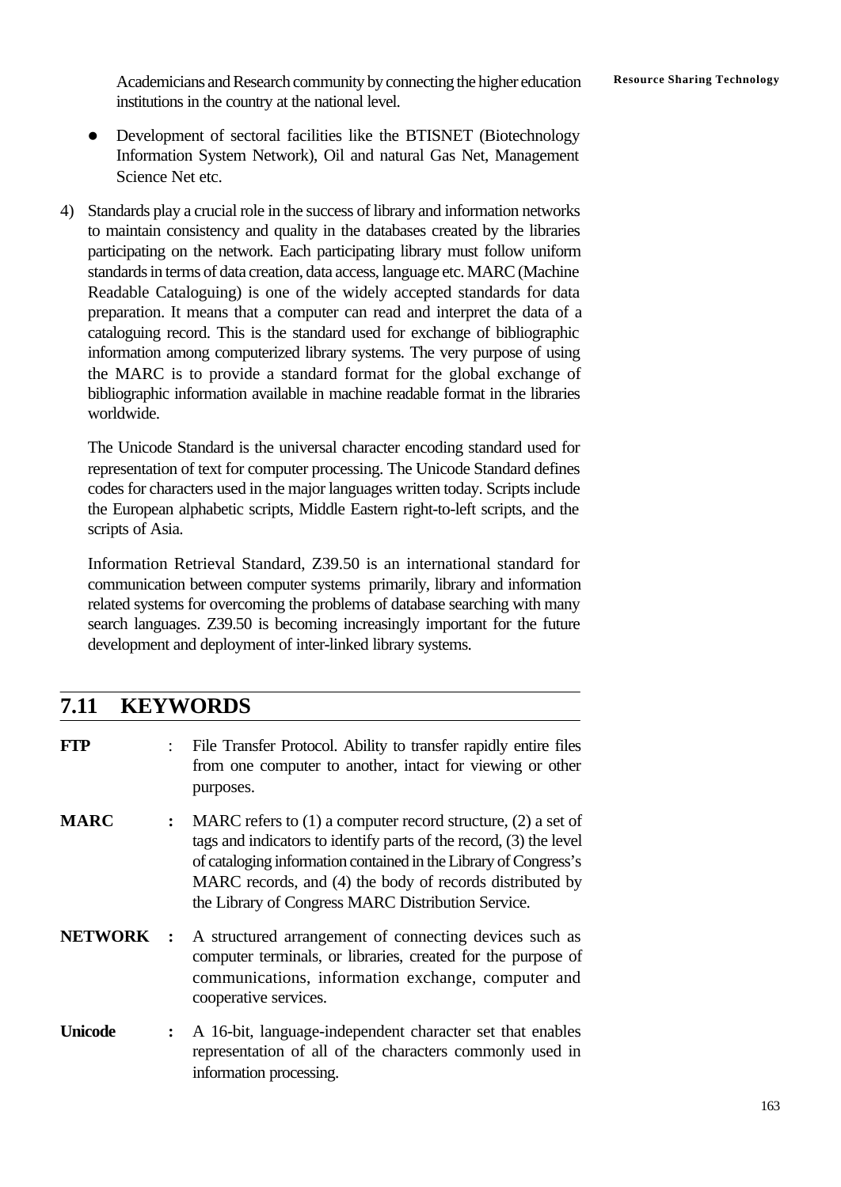Academicians and Research community by connecting the higher education institutions in the country at the national level.

- Development of sectoral facilities like the BTISNET (Biotechnology Information System Network), Oil and natural Gas Net, Management Science Net etc.

4) Standards play a crucial role in the success of library and information networks to maintain consistency and quality in the databases created by the libraries participating on the network. Each participating library must follow uniform standards in terms of data creation, data access, language etc. MARC (Machine Readable Cataloguing) is one of the widely accepted standards for data preparation. It means that a computer can read and interpret the data of a cataloguing record. This is the standard used for exchange of bibliographic information among computerized library systems. The very purpose of using the MARC is to provide a standard format for the global exchange of bibliographic information available in machine readable format in the libraries worldwide.

   The Unicode Standard is the universal character encoding standard used for representation of text for computer processing. The Unicode Standard defines codes for characters used in the major languages written today. Scripts include the European alphabetic scripts, Middle Eastern right-to-left scripts, and the scripts of Asia.

   Information Retrieval Standard, Z39.50 is an international standard for communication between computer systems primarily, library and information related systems for overcoming the problems of database searching with many search languages. Z39.50 is becoming increasingly important for the future development and deployment of inter-linked library systems.

## 7.11 KEYWORDS

**FTP** : File Transfer Protocol. Ability to transfer rapidly entire files from one computer to another, intact for viewing or other purposes.

**MARC** : MARC refers to (1) a computer record structure, (2) a set of tags and indicators to identify parts of the record, (3) the level of cataloging information contained in the Library of Congress's MARC records, and (4) the body of records distributed by the Library of Congress MARC Distribution Service.

**NETWORK** : A structured arrangement of connecting devices such as computer terminals, or libraries, created for the purpose of communications, information exchange, computer and cooperative services.

**Unicode** : A 16-bit, language-independent character set that enables representation of all of the characters commonly used in information processing.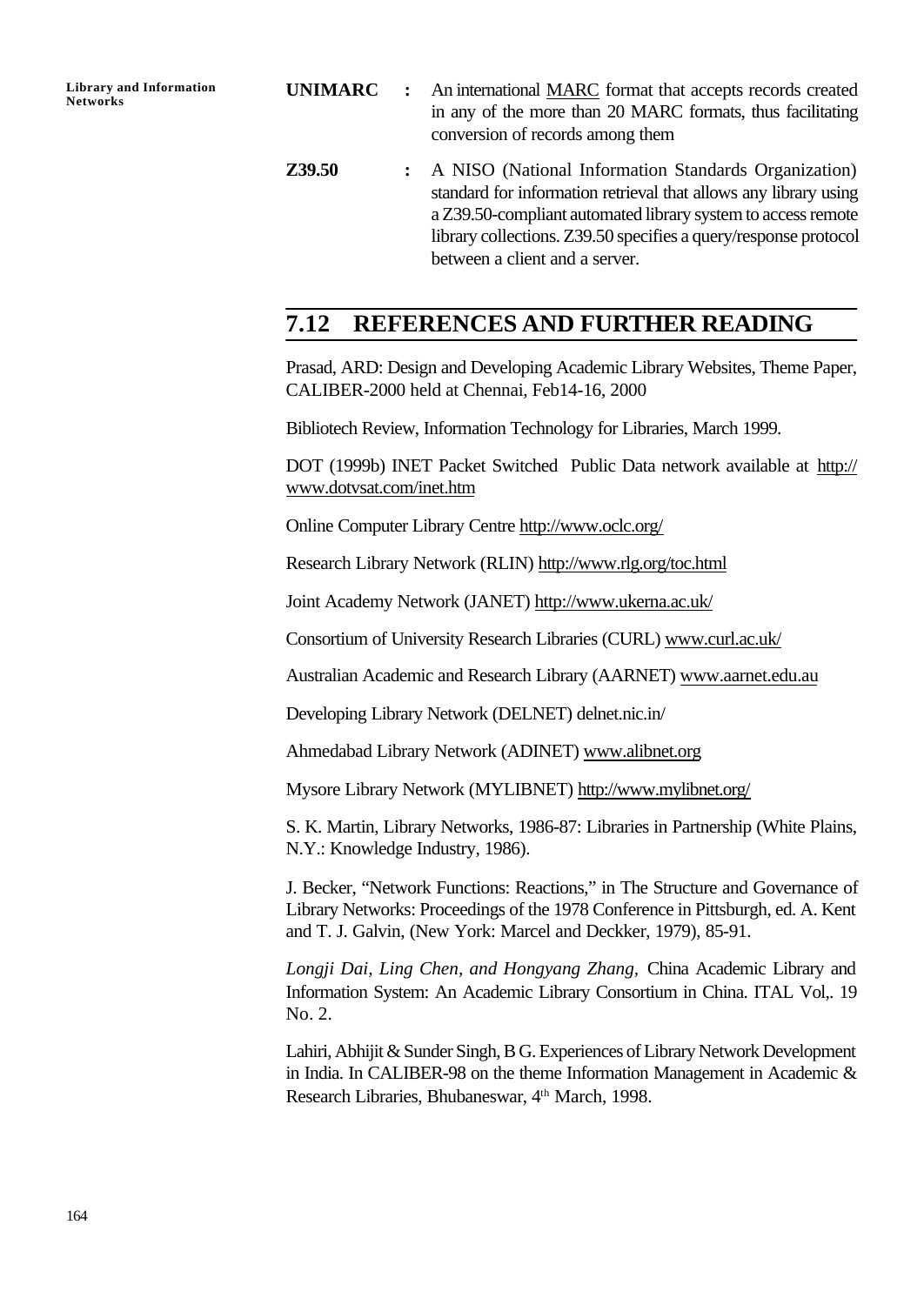**UNIMARC** : An international MARC format that accepts records created in any of the more than 20 MARC formats, thus facilitating conversion of records among them

**Z39.50** : A NISO (National Information Standards Organization) standard for information retrieval that allows any library using a Z39.50-compliant automated library system to access remote library collections. Z39.50 specifies a query/response protocol between a client and a server.

## 7.12 REFERENCES AND FURTHER READING

Prasad, ARD: Design and Developing Academic Library Websites, Theme Paper, CALIBER-2000 held at Chennai, Feb14-16, 2000

Bibliotech Review, Information Technology for Libraries, March 1999.

DOT (1999b) INET Packet Switched Public Data network available at http://www.dotvsat.com/inet.htm

Online Computer Library Centre http://www.oclc.org/

Research Library Network (RLIN) http://www.rlg.org/toc.html

Joint Academy Network (JANET) http://www.ukerna.ac.uk/

Consortium of University Research Libraries (CURL) www.curl.ac.uk/

Australian Academic and Research Library (AARNET) www.aarnet.edu.au

Developing Library Network (DELNET) delnet.nic.in/

Ahmedabad Library Network (ADINET) www.alibnet.org

Mysore Library Network (MYLIBNET) http://www.mylibnet.org/

S. K. Martin, Library Networks, 1986-87: Libraries in Partnership (White Plains, N.Y.: Knowledge Industry, 1986).

J. Becker, "Network Functions: Reactions," in The Structure and Governance of Library Networks: Proceedings of the 1978 Conference in Pittsburgh, ed. A. Kent and T. J. Galvin, (New York: Marcel and Deckker, 1979), 85-91.

*Longji Dai, Ling Chen, and Hongyang Zhang*, China Academic Library and Information System: An Academic Library Consortium in China. ITAL Vol,. 19 No. 2.

Lahiri, Abhijit & Sunder Singh, B G. Experiences of Library Network Development in India. In CALIBER-98 on the theme Information Management in Academic & Research Libraries, Bhubaneswar, 4th March, 1998.